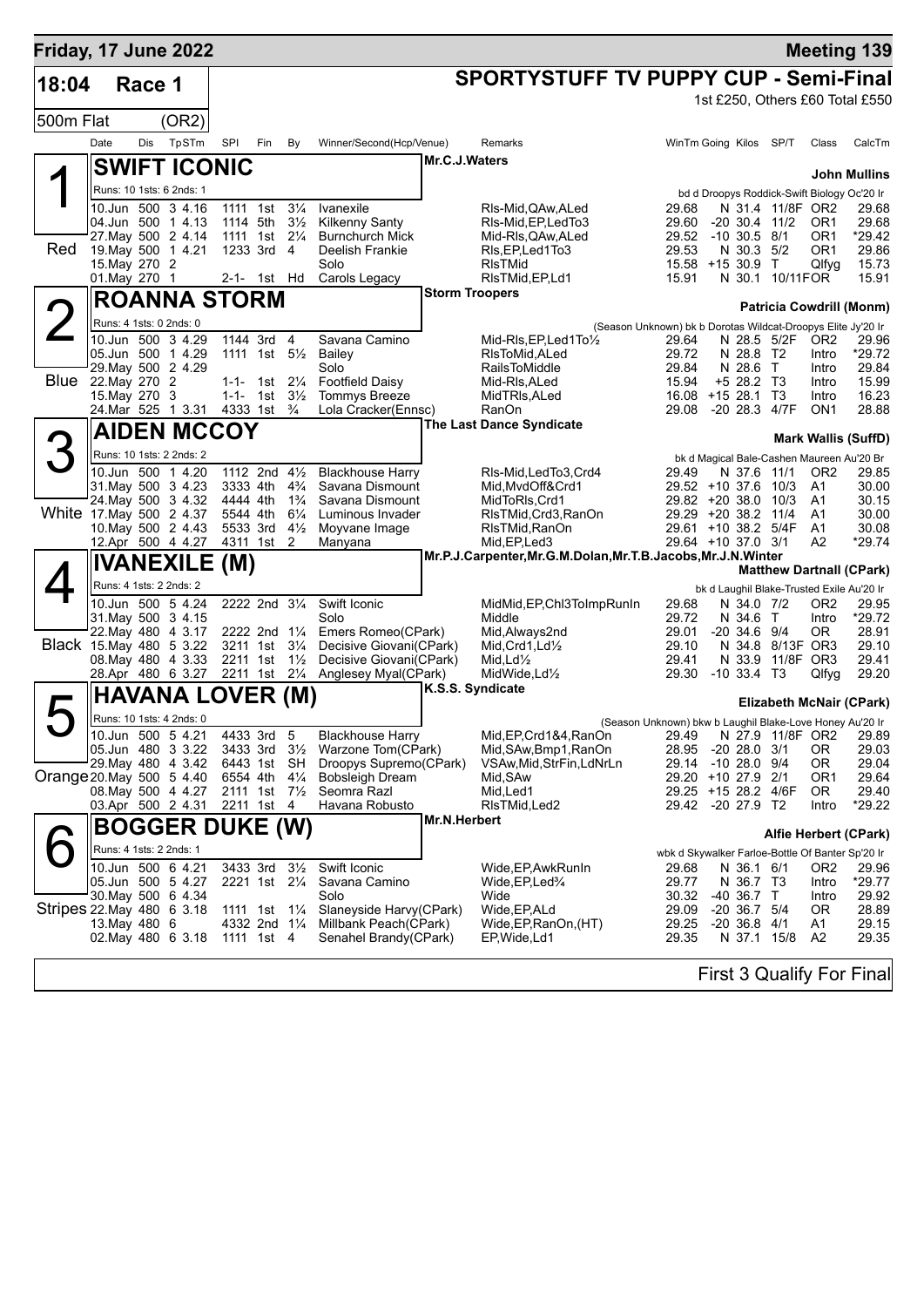**Friday, 17 June 2022** — **Meeting 139**

**18:04 Race 1** — **SPORTYSTUFF TV PUPPY CUP - Semi-Final**

500m Flat (OR2) — 1st £250, Others £60 Total £550

| Date | Dis | TpSTm | SPl | Fin | By | Winner/Second(Hcp/Venue) | Remarks | WinTm | Going | Kilos | SP/T | Class | CalcTm |
|---|---|---|---|---|---|---|---|---|---|---|---|---|---|

## 1 (Red) SWIFT ICONIC
Mr.C.J.Waters — **John Mullins**
Runs: 10 1sts: 6 2nds: 1 — bd d Droopys Roddick-Swift Biology Oc'20 Ir

| Date | Dis | TpSTm | SPl | Fin | By | Winner/Second(Hcp/Venue) | Remarks | WinTm | Going | Kilos | SP/T | Class | CalcTm |
|---|---|---|---|---|---|---|---|---|---|---|---|---|---|
| 10.Jun | 500 | 3 4.16 | 1111 | 1st | 3¼ | Ivanexile | Rls-Mid,QAw,ALed | 29.68 | N | 31.4 | 11/8F | OR2 | 29.68 |
| 04.Jun | 500 | 1 4.13 | 1114 | 5th | 3½ | Kilkenny Santy | Rls-Mid,EP,LedTo3 | 29.60 | -20 | 30.4 | 11/2 | OR1 | 29.68 |
| 27.May | 500 | 2 4.14 | 1111 | 1st | 2¼ | Burnchurch Mick | Mid-Rls,QAw,ALed | 29.52 | -10 | 30.5 | 8/1 | OR1 | *29.42 |
| 19.May | 500 | 1 4.21 | 1233 | 3rd | 4 | Deelish Frankie | Rls,EP,Led1To3 | 29.53 | N | 30.3 | 5/2 | OR1 | 29.86 |
| 15.May | 270 | 2 | | | | Solo | RlsTMid | 15.58 | +15 | 30.9 | T | Qlfyg | 15.73 |
| 01.May | 270 | 1 | 2-1- | 1st | Hd | Carols Legacy | RlsTMid,EP,Ld1 | 15.91 | N | 30.1 | 10/11FOR | | 15.91 |

## 2 (Blue) ROANNA STORM
Storm Troopers — **Patricia Cowdrill (Monm)**
Runs: 4 1sts: 0 2nds: 0 — (Season Unknown) bk b Dorotas Wildcat-Droopys Elite Jy'20 Ir

| Date | Dis | TpSTm | SPl | Fin | By | Winner/Second(Hcp/Venue) | Remarks | WinTm | Going | Kilos | SP/T | Class | CalcTm |
|---|---|---|---|---|---|---|---|---|---|---|---|---|---|
| 10.Jun | 500 | 3 4.29 | 1144 | 3rd | 4 | Savana Camino | Mid-Rls,EP,Led1To½ | 29.64 | N | 28.5 | 5/2F | OR2 | 29.96 |
| 05.Jun | 500 | 1 4.29 | 1111 | 1st | 5½ | Bailey | RlsToMid,ALed | 29.72 | N | 28.8 | T2 | Intro | *29.72 |
| 29.May | 500 | 2 4.29 | | | | Solo | RailsToMiddle | 29.84 | N | 28.6 | T | Intro | 29.84 |
| 22.May | 270 | 2 | 1-1- | 1st | 2¼ | Footfield Daisy | Mid-Rls,ALed | 15.94 | +5 | 28.2 | T3 | Intro | 15.99 |
| 15.May | 270 | 3 | 1-1- | 1st | 3½ | Tommys Breeze | MidTRls,ALed | 16.08 | +15 | 28.1 | T3 | Intro | 16.23 |
| 24.Mar | 525 | 1 3.31 | 4333 | 1st | ¾ | Lola Cracker(Ennsc) | RanOn | 29.08 | -20 | 28.3 | 4/7F | ON1 | 28.88 |

## 3 (White) AIDEN MCCOY
The Last Dance Syndicate — **Mark Wallis (SuffD)**
Runs: 10 1sts: 2 2nds: 2 — bk d Magical Bale-Cashen Maureen Au'20 Br

| Date | Dis | TpSTm | SPl | Fin | By | Winner/Second(Hcp/Venue) | Remarks | WinTm | Going | Kilos | SP/T | Class | CalcTm |
|---|---|---|---|---|---|---|---|---|---|---|---|---|---|
| 10.Jun | 500 | 1 4.20 | 1112 | 2nd | 4½ | Blackhouse Harry | Rls-Mid,LedTo3,Crd4 | 29.49 | N | 37.6 | 11/1 | OR2 | 29.85 |
| 31.May | 500 | 3 4.23 | 3333 | 4th | 4¾ | Savana Dismount | Mid,MvdOff&Crd1 | 29.52 | +10 | 37.6 | 10/3 | A1 | 30.00 |
| 24.May | 500 | 3 4.32 | 4444 | 4th | 1¾ | Savana Dismount | MidToRls,Crd1 | 29.82 | +20 | 38.0 | 10/3 | A1 | 30.15 |
| 17.May | 500 | 2 4.37 | 5544 | 4th | 6¼ | Luminous Invader | RlsTMid,Crd3,RanOn | 29.29 | +20 | 38.2 | 11/4 | A1 | 30.00 |
| 10.May | 500 | 2 4.43 | 5533 | 3rd | 4½ | Moyvane Image | RlsTMid,RanOn | 29.61 | +10 | 38.2 | 5/4F | A1 | 30.08 |
| 12.Apr | 500 | 4 4.27 | 4311 | 1st | 2 | Manyana | Mid,EP,Led3 | 29.64 | +10 | 37.0 | 3/1 | A2 | *29.74 |

## 4 (Black) IVANEXILE (M)
Mr.P.J.Carpenter,Mr.G.M.Dolan,Mr.T.B.Jacobs,Mr.J.N.Winter — **Matthew Dartnall (CPark)**
Runs: 4 1sts: 2 2nds: 2 — bk d Laughil Blake-Trusted Exile Au'20 Ir

| Date | Dis | TpSTm | SPl | Fin | By | Winner/Second(Hcp/Venue) | Remarks | WinTm | Going | Kilos | SP/T | Class | CalcTm |
|---|---|---|---|---|---|---|---|---|---|---|---|---|---|
| 10.Jun | 500 | 5 4.24 | 2222 | 2nd | 3¼ | Swift Iconic | MidMid,EP,Chl3ToImpRunIn | 29.68 | N | 34.0 | 7/2 | OR2 | 29.95 |
| 31.May | 500 | 3 4.15 | | | | Solo | Middle | 29.72 | N | 34.6 | T | Intro | *29.72 |
| 22.May | 480 | 4 3.17 | 2222 | 2nd | 1¼ | Emers Romeo(CPark) | Mid,Always2nd | 29.01 | -20 | 34.6 | 9/4 | OR | 28.91 |
| 15.May | 480 | 5 3.22 | 3211 | 1st | 3¼ | Decisive Giovani(CPark) | Mid,Crd1,Ld½ | 29.10 | N | 34.8 | 8/13F | OR3 | 29.10 |
| 08.May | 480 | 4 3.33 | 2211 | 1st | 1½ | Decisive Giovani(CPark) | Mid,Ld½ | 29.41 | N | 33.9 | 11/8F | OR3 | 29.41 |
| 28.Apr | 480 | 6 3.27 | 2211 | 1st | 2¼ | Anglesey Myal(CPark) | MidWide,Ld½ | 29.30 | -10 | 33.4 | T3 | Qlfyg | 29.20 |

## 5 (Orange) HAVANA LOVER (M)
K.S.S. Syndicate — **Elizabeth McNair (CPark)**
Runs: 10 1sts: 4 2nds: 0 — (Season Unknown) bkw b Laughil Blake-Love Honey Au'20 Ir

| Date | Dis | TpSTm | SPl | Fin | By | Winner/Second(Hcp/Venue) | Remarks | WinTm | Going | Kilos | SP/T | Class | CalcTm |
|---|---|---|---|---|---|---|---|---|---|---|---|---|---|
| 10.Jun | 500 | 5 4.21 | 4433 | 3rd | 5 | Blackhouse Harry | Mid,EP,Crd1&4,RanOn | 29.49 | N | 27.9 | 11/8F | OR2 | 29.89 |
| 05.Jun | 480 | 3 3.22 | 3433 | 3rd | 3½ | Warzone Tom(CPark) | Mid,SAw,Bmp1,RanOn | 28.95 | -20 | 28.0 | 3/1 | OR | 29.03 |
| 29.May | 480 | 4 3.42 | 6443 | 1st | SH | Droopys Supremo(CPark) | VSAw,Mid,StrFin,LdNrLn | 29.14 | -10 | 28.0 | 9/4 | OR | 29.04 |
| 20.May | 500 | 5 4.40 | 6554 | 4th | 4¼ | Bobsleigh Dream | Mid,SAw | 29.20 | +10 | 27.9 | 2/1 | OR1 | 29.64 |
| 08.May | 500 | 4 4.27 | 2111 | 1st | 7½ | Seomra Razl | Mid,Led1 | 29.25 | +15 | 28.2 | 4/6F | OR | 29.40 |
| 03.Apr | 500 | 2 4.31 | 2211 | 1st | 4 | Havana Robusto | RlsTMid,Led2 | 29.42 | -20 | 27.9 | T2 | Intro | *29.22 |

## 6 (Stripes) BOGGER DUKE (W)
Mr.N.Herbert — **Alfie Herbert (CPark)**
Runs: 4 1sts: 2 2nds: 1 — wbk d Skywalker Farloe-Bottle Of Banter Sp'20 Ir

| Date | Dis | TpSTm | SPl | Fin | By | Winner/Second(Hcp/Venue) | Remarks | WinTm | Going | Kilos | SP/T | Class | CalcTm |
|---|---|---|---|---|---|---|---|---|---|---|---|---|---|
| 10.Jun | 500 | 6 4.21 | 3433 | 3rd | 3½ | Swift Iconic | Wide,EP,AwkRunIn | 29.68 | N | 36.1 | 6/1 | OR2 | 29.96 |
| 05.Jun | 500 | 5 4.27 | 2221 | 1st | 2¼ | Savana Camino | Wide,EP,Led¾ | 29.77 | N | 36.7 | T3 | Intro | *29.77 |
| 30.May | 500 | 6 4.34 | | | | Solo | Wide | 30.32 | -40 | 36.7 | T | Intro | 29.92 |
| 22.May | 480 | 6 3.18 | 1111 | 1st | 1¼ | Slaneyside Harvy(CPark) | Wide,EP,ALd | 29.09 | -20 | 36.7 | 5/4 | OR | 28.89 |
| 13.May | 480 | 6 | 4332 | 2nd | 1¼ | Millbank Peach(CPark) | Wide,EP,RanOn,(HT) | 29.25 | -20 | 36.8 | 4/1 | A1 | 29.15 |
| 02.May | 480 | 6 3.18 | 1111 | 1st | 4 | Senahel Brandy(CPark) | EP,Wide,Ld1 | 29.35 | N | 37.1 | 15/8 | A2 | 29.35 |

**First 3 Qualify For Final**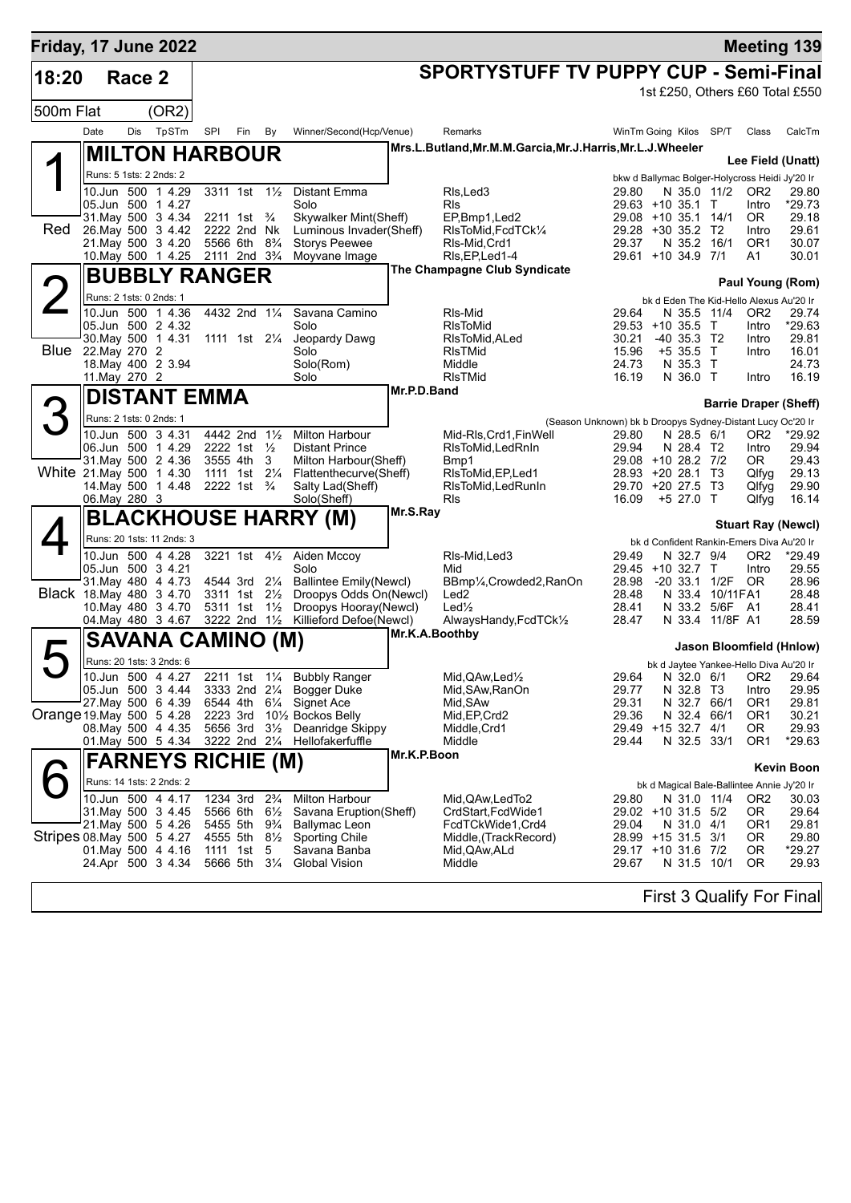# Friday, 17 June 2022 — Meeting 139

## 18:20 Race 2 — SPORTYSTUFF TV PUPPY CUP - Semi-Final

500m Flat (OR2) — 1st £250, Others £60 Total £550

| Date | Dis | TpSTm | SPI | Fin | By | Winner/Second(Hcp/Venue) | Remarks | WinTm | Going | Kilos | SP/T | Class | CalcTm |
|---|---|---|---|---|---|---|---|---|---|---|---|---|---|

### 1 — MILTON HARBOUR (Red)
Mrs.L.Butland,Mr.M.M.Garcia,Mr.J.Harris,Mr.L.J.Wheeler — Lee Field (Unatt)
Runs: 5 1sts: 2 2nds: 2 — bkw d Ballymac Bolger-Holycross Heidi Jy'20 Ir

| Date | Dis | TpSTm | SPI | Fin | By | Winner/Second(Hcp/Venue) | Remarks | WinTm | Going | Kilos | SP/T | Class | CalcTm |
|---|---|---|---|---|---|---|---|---|---|---|---|---|---|
| 10.Jun | 500 | 1 4.29 | 3311 | 1st | 1½ | Distant Emma | Rls,Led3 | 29.80 | N | 35.0 | 11/2 | OR2 | 29.80 |
| 05.Jun | 500 | 1 4.27 | | | | Solo | Rls | 29.63 | +10 | 35.1 | T | Intro | *29.73 |
| 31.May | 500 | 3 4.34 | 2211 | 1st | ¾ | Skywalker Mint(Sheff) | EP,Bmp1,Led2 | 29.08 | +10 | 35.1 | 14/1 | OR | 29.18 |
| 26.May | 500 | 3 4.42 | 2222 | 2nd | Nk | Luminous Invader(Sheff) | RlsToMid,FcdTCk¼ | 29.28 | +30 | 35.2 | T2 | Intro | 29.61 |
| 21.May | 500 | 3 4.20 | 5566 | 6th | 8¾ | Storys Peewee | Rls-Mid,Crd1 | 29.37 | N | 35.2 | 16/1 | OR1 | 30.07 |
| 10.May | 500 | 1 4.25 | 2111 | 2nd | 3¾ | Moyvane Image | Rls,EP,Led1-4 | 29.61 | +10 | 34.9 | 7/1 | A1 | 30.01 |

### 2 — BUBBLY RANGER (Blue)
The Champagne Club Syndicate — Paul Young (Rom)
Runs: 2 1sts: 0 2nds: 1 — bk d Eden The Kid-Hello Alexus Au'20 Ir

| Date | Dis | TpSTm | SPI | Fin | By | Winner/Second(Hcp/Venue) | Remarks | WinTm | Going | Kilos | SP/T | Class | CalcTm |
|---|---|---|---|---|---|---|---|---|---|---|---|---|---|
| 10.Jun | 500 | 1 4.36 | 4432 | 2nd | 1¼ | Savana Camino | Rls-Mid | 29.64 | N | 35.5 | 11/4 | OR2 | 29.74 |
| 05.Jun | 500 | 2 4.32 | | | | Solo | RlsToMid | 29.53 | +10 | 35.5 | T | Intro | *29.63 |
| 30.May | 500 | 1 4.31 | 1111 | 1st | 2¼ | Jeopardy Dawg | RlsToMid,ALed | 30.21 | -40 | 35.3 | T2 | Intro | 29.81 |
| 22.May | 270 | 2 | | | | Solo | RlsTMid | 15.96 | +5 | 35.5 | T | Intro | 16.01 |
| 18.May | 400 | 2 3.94 | | | | Solo(Rom) | Middle | 24.73 | N | 35.3 | T | | 24.73 |
| 11.May | 270 | 2 | | | | Solo | RlsTMid | 16.19 | N | 36.0 | T | Intro | 16.19 |

### 3 — DISTANT EMMA (White)
Mr.P.D.Band — Barrie Draper (Sheff)
Runs: 2 1sts: 0 2nds: 1 — (Season Unknown) bk b Droopys Sydney-Distant Lucy Oc'20 Ir

| Date | Dis | TpSTm | SPI | Fin | By | Winner/Second(Hcp/Venue) | Remarks | WinTm | Going | Kilos | SP/T | Class | CalcTm |
|---|---|---|---|---|---|---|---|---|---|---|---|---|---|
| 10.Jun | 500 | 3 4.31 | 4442 | 2nd | 1½ | Milton Harbour | Mid-Rls,Crd1,FinWell | 29.80 | N | 28.5 | 6/1 | OR2 | *29.92 |
| 06.Jun | 500 | 1 4.29 | 2222 | 1st | ½ | Distant Prince | RlsToMid,LedRnIn | 29.94 | N | 28.4 | T2 | Intro | 29.94 |
| 31.May | 500 | 2 4.36 | 3555 | 4th | 3 | Milton Harbour(Sheff) | Bmp1 | 29.08 | +10 | 28.2 | 7/2 | OR | 29.43 |
| 21.May | 500 | 1 4.30 | 1111 | 1st | 2¼ | Flattenthecurve(Sheff) | RlsToMid,EP,Led1 | 28.93 | +20 | 28.1 | T3 | Qlfyg | 29.13 |
| 14.May | 500 | 1 4.48 | 2222 | 1st | ¾ | Salty Lad(Sheff) | RlsToMid,LedRunIn | 29.70 | +20 | 27.5 | T3 | Qlfyg | 29.90 |
| 06.May | 280 | 3 | | | | Solo(Sheff) | Rls | 16.09 | +5 | 27.0 | T | Qlfyg | 16.14 |

### 4 — BLACKHOUSE HARRY (M) (Black)
Mr.S.Ray — Stuart Ray (Newcl)
Runs: 20 1sts: 11 2nds: 3 — bk d Confident Rankin-Emers Diva Au'20 Ir

| Date | Dis | TpSTm | SPI | Fin | By | Winner/Second(Hcp/Venue) | Remarks | WinTm | Going | Kilos | SP/T | Class | CalcTm |
|---|---|---|---|---|---|---|---|---|---|---|---|---|---|
| 10.Jun | 500 | 4 4.28 | 3221 | 1st | 4½ | Aiden Mccoy | Rls-Mid,Led3 | 29.49 | N | 32.7 | 9/4 | OR2 | *29.49 |
| 05.Jun | 500 | 3 4.21 | | | | Solo | Mid | 29.45 | +10 | 32.7 | T | Intro | 29.55 |
| 31.May | 480 | 4 4.73 | 4544 | 3rd | 2¼ | Ballintee Emily(Newcl) | BBmp¼,Crowded2,RanOn | 28.98 | -20 | 33.1 | 1/2F | OR | 28.96 |
| 18.May | 480 | 3 4.70 | 3311 | 1st | 2½ | Droopys Odds On(Newcl) | Led2 | 28.48 | N | 33.4 | 10/11FA1 | | 28.48 |
| 10.May | 480 | 3 4.70 | 5311 | 1st | 1½ | Droopys Hooray(Newcl) | Led½ | 28.41 | N | 33.2 | 5/6F | A1 | 28.41 |
| 04.May | 480 | 3 4.67 | 3222 | 2nd | 1½ | Killieford Defoe(Newcl) | AlwaysHandy,FcdTCk½ | 28.47 | N | 33.4 | 11/8F | A1 | 28.59 |

### 5 — SAVANA CAMINO (M) (Orange)
Mr.K.A.Boothby — Jason Bloomfield (Hnlow)
Runs: 20 1sts: 3 2nds: 6 — bk d Jaytee Yankee-Hello Diva Au'20 Ir

| Date | Dis | TpSTm | SPI | Fin | By | Winner/Second(Hcp/Venue) | Remarks | WinTm | Going | Kilos | SP/T | Class | CalcTm |
|---|---|---|---|---|---|---|---|---|---|---|---|---|---|
| 10.Jun | 500 | 4 4.27 | 2211 | 1st | 1¼ | Bubbly Ranger | Mid,QAw,Led½ | 29.64 | N | 32.0 | 6/1 | OR2 | 29.64 |
| 05.Jun | 500 | 3 4.44 | 3333 | 2nd | 2¼ | Bogger Duke | Mid,SAw,RanOn | 29.77 | N | 32.8 | T3 | Intro | 29.95 |
| 27.May | 500 | 6 4.39 | 6544 | 4th | 6¼ | Signet Ace | Mid,SAw | 29.31 | N | 32.7 | 66/1 | OR1 | 29.81 |
| 19.May | 500 | 5 4.28 | 2223 | 3rd | 10½ | Bockos Belly | Mid,EP,Crd2 | 29.36 | N | 32.4 | 66/1 | OR1 | 30.21 |
| 08.May | 500 | 4 4.35 | 5656 | 3rd | 3½ | Deanridge Skippy | Middle,Crd1 | 29.49 | +15 | 32.7 | 4/1 | OR | 29.93 |
| 01.May | 500 | 5 4.34 | 3222 | 2nd | 2¼ | Hellofakerfuffle | Middle | 29.44 | N | 32.5 | 33/1 | OR1 | *29.63 |

### 6 — FARNEYS RICHIE (M) (Stripes)
Mr.K.P.Boon — Kevin Boon
Runs: 14 1sts: 2 2nds: 2 — bk d Magical Bale-Ballintee Annie Jy'20 Ir

| Date | Dis | TpSTm | SPI | Fin | By | Winner/Second(Hcp/Venue) | Remarks | WinTm | Going | Kilos | SP/T | Class | CalcTm |
|---|---|---|---|---|---|---|---|---|---|---|---|---|---|
| 10.Jun | 500 | 4 4.17 | 1234 | 3rd | 2¾ | Milton Harbour | Mid,QAw,LedTo2 | 29.80 | N | 31.0 | 11/4 | OR2 | 30.03 |
| 31.May | 500 | 3 4.45 | 5566 | 6th | 6½ | Savana Eruption(Sheff) | CrdStart,FcdWide1 | 29.02 | +10 | 31.5 | 5/2 | OR | 29.64 |
| 21.May | 500 | 5 4.26 | 5455 | 5th | 9¾ | Ballymac Leon | FcdTCkWide1,Crd4 | 29.04 | N | 31.0 | 4/1 | OR1 | 29.81 |
| 08.May | 500 | 5 4.27 | 4555 | 5th | 8½ | Sporting Chile | Middle,(TrackRecord) | 28.99 | +15 | 31.5 | 3/1 | OR | 29.80 |
| 01.May | 500 | 4 4.16 | 1111 | 1st | 5 | Savana Banba | Mid,QAw,ALd | 29.17 | +10 | 31.6 | 7/2 | OR | *29.27 |
| 24.Apr | 500 | 3 4.34 | 5666 | 5th | 3¼ | Global Vision | Middle | 29.67 | N | 31.5 | 10/1 | OR | 29.93 |

First 3 Qualify For Final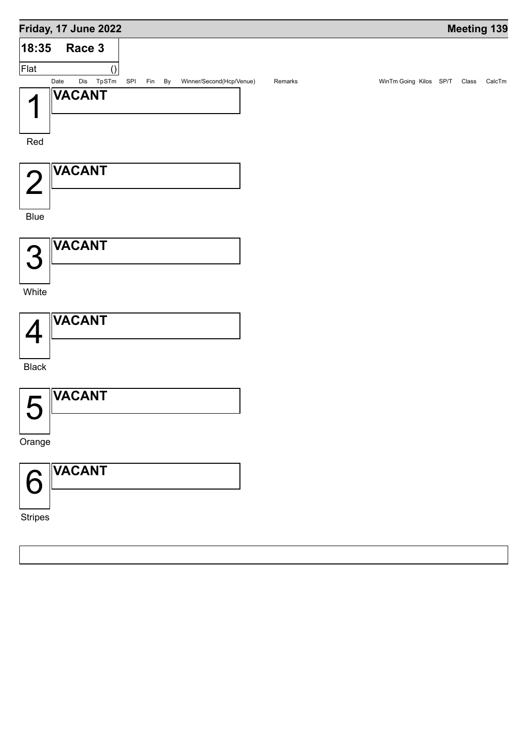## Friday, 17 June 2022 — Meeting 139

### 18:35 Race 3

Flat ()

| | Date | Dis | TpSTm | SPI | Fin | By | Winner/Second(Hcp/Venue) | Remarks | WinTm | Going | Kilos | SP/T | Class | CalcTm |
|---|---|---|---|---|---|---|---|---|---|---|---|---|---|---|
| **1** Red | **VACANT** | | | | | | | | | | | | | |
| **2** Blue | **VACANT** | | | | | | | | | | | | | |
| **3** White | **VACANT** | | | | | | | | | | | | | |
| **4** Black | **VACANT** | | | | | | | | | | | | | |
| **5** Orange | **VACANT** | | | | | | | | | | | | | |
| **6** Stripes | **VACANT** | | | | | | | | | | | | | |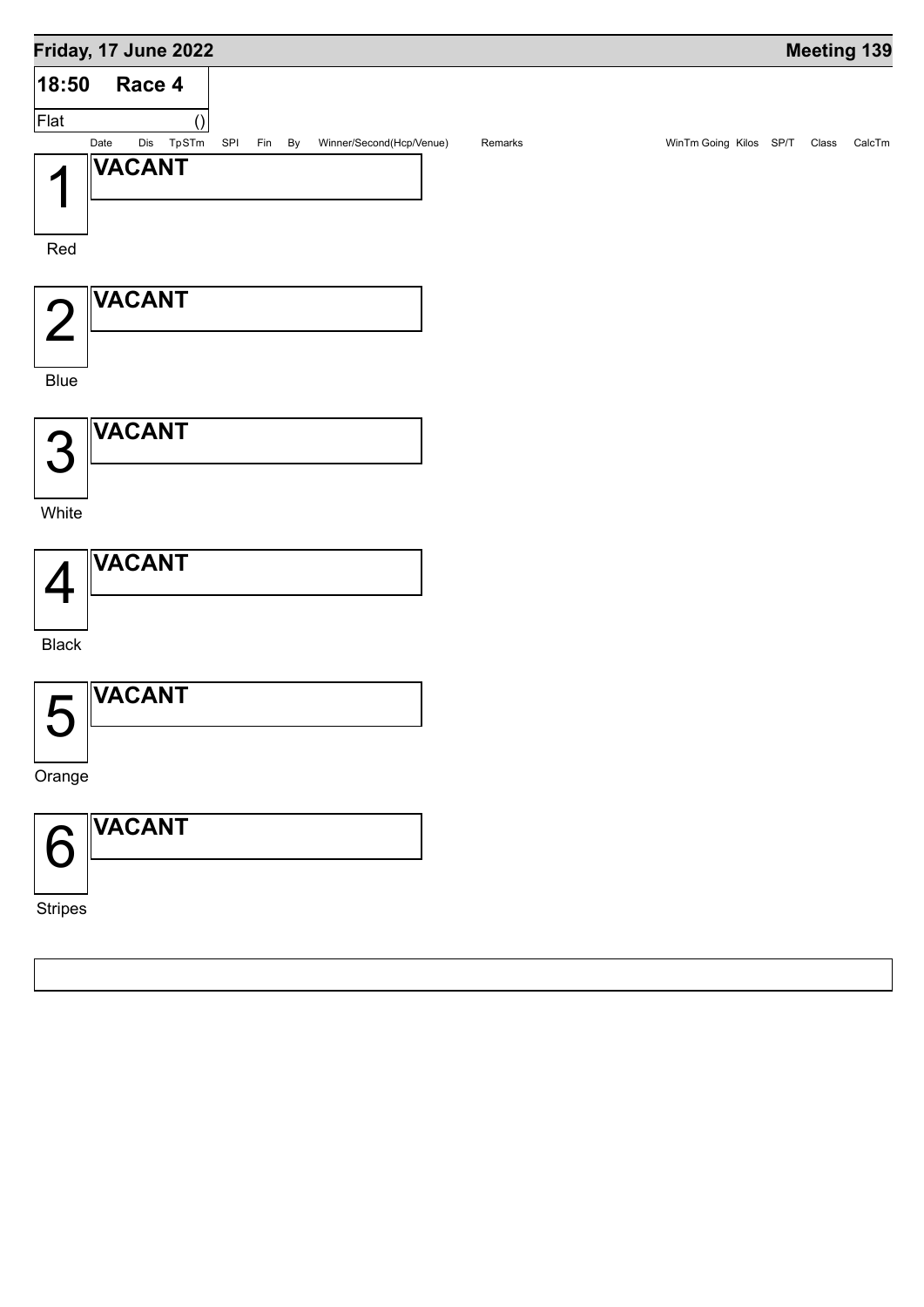## Friday, 17 June 2022 — Meeting 139

### 18:50 Race 4

Flat ()

| | Date | Dis | TpSTm | SPl | Fin | By | Winner/Second(Hcp/Venue) | Remarks | WinTm | Going | Kilos | SP/T | Class | CalcTm |
|---|---|---|---|---|---|---|---|---|---|---|---|---|---|---|

**1** (Red) — **VACANT**

**2** (Blue) — **VACANT**

**3** (White) — **VACANT**

**4** (Black) — **VACANT**

**5** (Orange) — **VACANT**

**6** (Stripes) — **VACANT**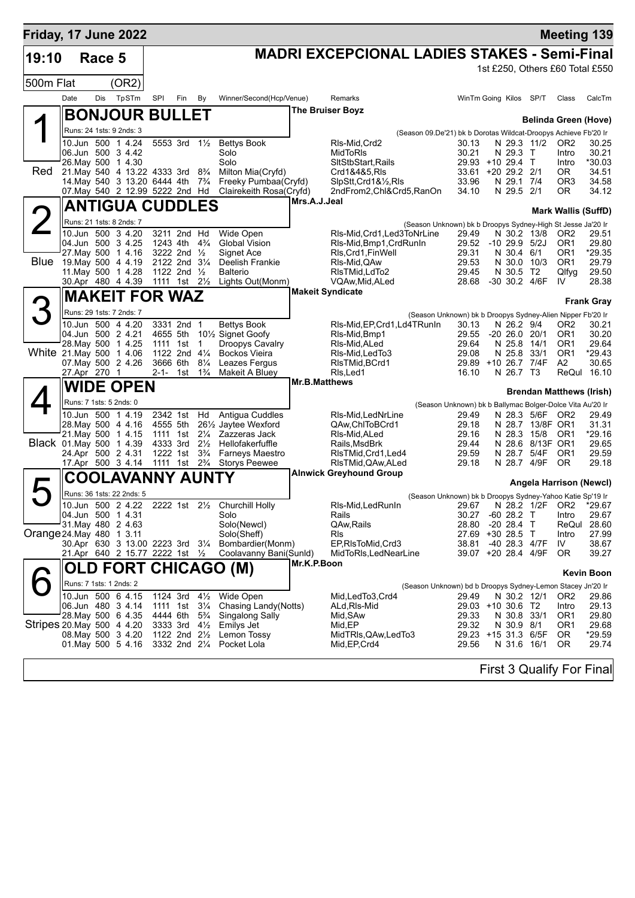**Friday, 17 June 2022** — **Meeting 139**

# 19:10 Race 5 — MADRI EXCEPCIONAL LADIES STAKES - Semi-Final

1st £250, Others £60 Total £550

500m Flat (OR2)

| Date | Dis | TpSTm | SPI | Fin | By | Winner/Second(Hcp/Venue) | Remarks | WinTm | Going | Kilos | SP/T | Class | CalcTm |
|---|---|---|---|---|---|---|---|---|---|---|---|---|---|

## 1 (Red) BONJOUR BULLET — The Bruiser Boyz — Belinda Green (Hove)

Runs: 24 1sts: 9 2nds: 3 — (Season 09.De'21) bk b Dorotas Wildcat-Droopys Achieve Fb'20 Ir

| Date | Dis | TpSTm | SPI | Fin | By | Winner/Second(Hcp/Venue) | Remarks | WinTm | Going | Kilos | SP/T | Class | CalcTm |
|---|---|---|---|---|---|---|---|---|---|---|---|---|---|
| 10.Jun | 500 | 1 4.24 | 5553 | 3rd | 1½ | Bettys Book | Rls-Mid,Crd2 | 30.13 | N | 29.3 | 11/2 | OR2 | 30.25 |
| 06.Jun | 500 | 3 4.42 | | | | Solo | MidToRls | 30.21 | N | 29.3 | T | Intro | 30.21 |
| 26.May | 500 | 1 4.30 | | | | Solo | SltStbStart,Rails | 29.93 | +10 | 29.4 | T | Intro | *30.03 |
| 21.May | 540 | 4 13.22 | 4333 | 3rd | 8¾ | Milton Mia(Cryfd) | Crd1&4&5,Rls | 33.61 | +20 | 29.2 | 2/1 | OR | 34.51 |
| 14.May | 540 | 3 13.20 | 6444 | 4th | 7¾ | Freeky Pumbaa(Cryfd) | SlpStt,Crd1&½,Rls | 33.96 | N | 29.1 | 7/4 | OR3 | 34.58 |
| 07.May | 540 | 2 12.99 | 5222 | 2nd | Hd | Clairekeith Rosa(Cryfd) | 2ndFrom2,Chl&Crd5,RanOn | 34.10 | N | 29.5 | 2/1 | OR | 34.12 |

## 2 (Blue) ANTIGUA CUDDLES — Mrs.A.J.Jeal — Mark Wallis (SuffD)

Runs: 21 1sts: 8 2nds: 7 — (Season Unknown) bk b Droopys Sydney-High St Jesse Ja'20 Ir

| Date | Dis | TpSTm | SPI | Fin | By | Winner/Second(Hcp/Venue) | Remarks | WinTm | Going | Kilos | SP/T | Class | CalcTm |
|---|---|---|---|---|---|---|---|---|---|---|---|---|---|
| 10.Jun | 500 | 3 4.20 | 3211 | 2nd | Hd | Wide Open | Rls-Mid,Crd1,Led3ToNrLine | 29.49 | N | 30.2 | 13/8 | OR2 | 29.51 |
| 04.Jun | 500 | 3 4.25 | 1243 | 4th | 4¾ | Global Vision | Rls-Mid,Bmp1,CrdRunIn | 29.52 | -10 | 29.9 | 5/2J | OR1 | 29.80 |
| 27.May | 500 | 1 4.16 | 3222 | 2nd | ½ | Signet Ace | Rls,Crd1,FinWell | 29.31 | N | 30.4 | 6/1 | OR1 | *29.35 |
| 19.May | 500 | 4 4.19 | 2122 | 2nd | 3¼ | Deelish Frankie | Rls-Mid,QAw | 29.53 | N | 30.0 | 10/3 | OR1 | 29.79 |
| 11.May | 500 | 1 4.28 | 1122 | 2nd | ½ | Balterio | RlsTMid,LdTo2 | 29.45 | N | 30.5 | T2 | Qlfyg | 29.50 |
| 30.Apr | 480 | 4 4.39 | 1111 | 1st | 2½ | Lights Out(Monm) | VQAw,Mid,ALed | 28.68 | -30 | 30.2 | 4/6F | IV | 28.38 |

## 3 (White) MAKEIT FOR WAZ — Makeit Syndicate — Frank Gray

Runs: 29 1sts: 7 2nds: 7 — (Season Unknown) bk b Droopys Sydney-Alien Nipper Fb'20 Ir

| Date | Dis | TpSTm | SPI | Fin | By | Winner/Second(Hcp/Venue) | Remarks | WinTm | Going | Kilos | SP/T | Class | CalcTm |
|---|---|---|---|---|---|---|---|---|---|---|---|---|---|
| 10.Jun | 500 | 4 4.20 | 3331 | 2nd | 1 | Bettys Book | Rls-Mid,EP,Crd1,Ld4TRunIn | 30.13 | N | 26.2 | 9/4 | OR2 | 30.21 |
| 04.Jun | 500 | 2 4.21 | 4655 | 5th | 10½ | Signet Goofy | Rls-Mid,Bmp1 | 29.55 | -20 | 26.0 | 20/1 | OR1 | 30.20 |
| 28.May | 500 | 1 4.25 | 1111 | 1st | 1 | Droopys Cavalry | Rls-Mid,ALed | 29.64 | N | 25.8 | 14/1 | OR1 | 29.64 |
| 21.May | 500 | 1 4.06 | 1122 | 2nd | 4¼ | Bockos Vieira | Rls-Mid,LedTo3 | 29.08 | N | 25.8 | 33/1 | OR1 | *29.43 |
| 07.May | 500 | 2 4.26 | 3666 | 6th | 8¼ | Leazes Fergus | RlsTMid,BCrd1 | 29.89 | +10 | 26.7 | 7/4F | A2 | 30.65 |
| 27.Apr | 270 | 1 | 2-1- | 1st | 1¾ | Makeit A Bluey | Rls,Led1 | 16.10 | N | 26.7 | T3 | ReQul | 16.10 |

## 4 (Black) WIDE OPEN — Mr.B.Matthews — Brendan Matthews (Irish)

Runs: 7 1sts: 5 2nds: 0 — (Season Unknown) bk b Ballymac Bolger-Dolce Vita Au'20 Ir

| Date | Dis | TpSTm | SPI | Fin | By | Winner/Second(Hcp/Venue) | Remarks | WinTm | Going | Kilos | SP/T | Class | CalcTm |
|---|---|---|---|---|---|---|---|---|---|---|---|---|---|
| 10.Jun | 500 | 1 4.19 | 2342 | 1st | Hd | Antigua Cuddles | Rls-Mid,LedNrLine | 29.49 | N | 28.3 | 5/6F | OR2 | 29.49 |
| 28.May | 500 | 4 4.16 | 4555 | 5th | 26½ | Jaytee Wexford | QAw,ChlToBCrd1 | 29.18 | N | 28.7 | 13/8F | OR1 | 31.31 |
| 21.May | 500 | 1 4.15 | 1111 | 1st | 2¼ | Zazzeras Jack | Rls-Mid,ALed | 29.16 | N | 28.3 | 15/8 | OR1 | *29.16 |
| 01.May | 500 | 1 4.39 | 4333 | 3rd | 2½ | Hellofakerfuffle | Rails,MsdBrk | 29.44 | N | 28.6 | 8/13F | OR1 | 29.65 |
| 24.Apr | 500 | 2 4.31 | 1222 | 1st | 3¾ | Farneys Maestro | RlsTMid,Crd1,Led4 | 29.59 | N | 28.7 | 5/4F | OR1 | 29.59 |
| 17.Apr | 500 | 3 4.14 | 1111 | 1st | 2¾ | Storys Peewee | RlsTMid,QAw,ALed | 29.18 | N | 28.7 | 4/9F | OR | 29.18 |

## 5 (Orange) COOLAVANNY AUNTY — Alnwick Greyhound Group — Angela Harrison (Newcl)

Runs: 36 1sts: 22 2nds: 5 — (Season Unknown) bk b Droopys Sydney-Yahoo Katie Sp'19 Ir

| Date | Dis | TpSTm | SPI | Fin | By | Winner/Second(Hcp/Venue) | Remarks | WinTm | Going | Kilos | SP/T | Class | CalcTm |
|---|---|---|---|---|---|---|---|---|---|---|---|---|---|
| 10.Jun | 500 | 2 4.22 | 2222 | 1st | 2½ | Churchill Holly | Rls-Mid,LedRunIn | 29.67 | N | 28.2 | 1/2F | OR2 | *29.67 |
| 04.Jun | 500 | 1 4.31 | | | | Solo | Rails | 30.27 | -60 | 28.2 | T | Intro | 29.67 |
| 31.May | 480 | 2 4.63 | | | | Solo(Newcl) | QAw,Rails | 28.80 | -20 | 28.4 | T | ReQul | 28.60 |
| 24.May | 480 | 1 3.11 | | | | Solo(Sheff) | Rls | 27.69 | +30 | 28.5 | T | Intro | 27.99 |
| 30.Apr | 630 | 3 13.00 | 2223 | 3rd | 3¼ | Bombardier(Monm) | EP,RlsToMid,Crd3 | 38.81 | -40 | 28.3 | 4/7F | IV | 38.67 |
| 21.Apr | 640 | 2 15.77 | 2222 | 1st | ½ | Coolavanny Bani(Sunld) | MidToRls,LedNearLine | 39.07 | +20 | 28.4 | 4/9F | OR | 39.27 |

## 6 (Stripes) OLD FORT CHICAGO (M) — Mr.K.P.Boon — Kevin Boon

Runs: 7 1sts: 1 2nds: 2 — (Season Unknown) bd b Droopys Sydney-Lemon Stacey Jn'20 Ir

| Date | Dis | TpSTm | SPI | Fin | By | Winner/Second(Hcp/Venue) | Remarks | WinTm | Going | Kilos | SP/T | Class | CalcTm |
|---|---|---|---|---|---|---|---|---|---|---|---|---|---|
| 10.Jun | 500 | 6 4.15 | 1124 | 3rd | 4½ | Wide Open | Mid,LedTo3,Crd4 | 29.49 | N | 30.2 | 12/1 | OR2 | 29.86 |
| 06.Jun | 480 | 3 4.14 | 1111 | 1st | 3¼ | Chasing Landy(Notts) | ALd,Rls-Mid | 29.03 | +10 | 30.6 | T2 | Intro | 29.13 |
| 28.May | 500 | 6 4.35 | 4444 | 6th | 5¾ | Singalong Sally | Mid,SAw | 29.33 | N | 30.8 | 33/1 | OR1 | 29.80 |
| 20.May | 500 | 4 4.20 | 3333 | 3rd | 4½ | Emilys Jet | Mid,EP | 29.32 | N | 30.9 | 8/1 | OR1 | 29.68 |
| 08.May | 500 | 3 4.20 | 1122 | 2nd | 2½ | Lemon Tossy | MidTRls,QAw,LedTo3 | 29.23 | +15 | 31.3 | 6/5F | OR | *29.59 |
| 01.May | 500 | 5 4.16 | 3332 | 2nd | 2¼ | Pocket Lola | Mid,EP,Crd4 | 29.56 | N | 31.6 | 16/1 | OR | 29.74 |

First 3 Qualify For Final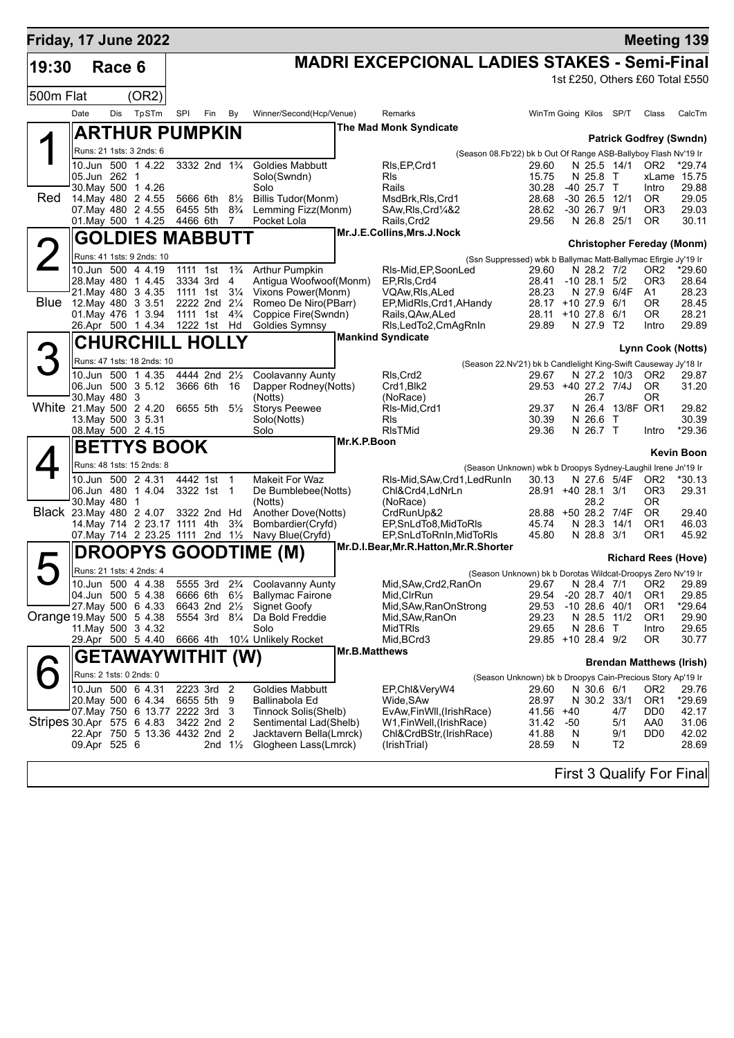## Friday, 17 June 2022 — Meeting 139

**19:30 Race 6 — MADRI EXCEPCIONAL LADIES STAKES - Semi-Final**

500m Flat (OR2) — 1st £250, Others £60 Total £550

| Date | Dis | TpSTm | SPI | Fin | By | Winner/Second(Hcp/Venue) | Remarks | WinTm | Going | Kilos | SP/T | Class | CalcTm |
|---|---|---|---|---|---|---|---|---|---|---|---|---|---|

### 1 — Red — ARTHUR PUMPKIN
The Mad Monk Syndicate — Patrick Godfrey (Swndn)
Runs: 21 1sts: 3 2nds: 6 — (Season 08.Fb'22) bk b Out Of Range ASB-Ballyboy Flash Nv'19 Ir

| Date | Dis | TpSTm | SPI | Fin | By | Winner/Second(Hcp/Venue) | Remarks | WinTm | Going | Kilos | SP/T | Class | CalcTm |
|---|---|---|---|---|---|---|---|---|---|---|---|---|---|
| 10.Jun | 500 | 1 4.22 | 3332 | 2nd | 1¾ | Goldies Mabbutt | Rls,EP,Crd1 | 29.60 | N | 25.5 | 14/1 | OR2 | *29.74 |
| 05.Jun | 262 | 1 | | | | Solo(Swndn) | Rls | 15.75 | N | 25.8 | T | xLame | 15.75 |
| 30.May | 500 | 1 4.26 | | | | Solo | Rails | 30.28 | -40 | 25.7 | T | Intro | 29.88 |
| 14.May | 480 | 2 4.55 | 5666 | 6th | 8½ | Billis Tudor(Monm) | MsdBrk,Rls,Crd1 | 28.68 | -30 | 26.5 | 12/1 | OR | 29.05 |
| 07.May | 480 | 2 4.55 | 6455 | 5th | 8¾ | Lemming Fizz(Monm) | SAw,Rls,Crd¼&2 | 28.62 | -30 | 26.7 | 9/1 | OR3 | 29.03 |
| 01.May | 500 | 1 4.25 | 4466 | 6th | 7 | Pocket Lola | Rails,Crd2 | 29.56 | N | 26.8 | 25/1 | OR | 30.11 |

### 2 — Blue — GOLDIES MABBUTT
Mr.J.E.Collins,Mrs.J.Nock — Christopher Fereday (Monm)
Runs: 41 1sts: 9 2nds: 10 — (Ssn Suppressed) wbk b Ballymac Matt-Ballymac Efirgie Jy'19 Ir

| Date | Dis | TpSTm | SPI | Fin | By | Winner/Second(Hcp/Venue) | Remarks | WinTm | Going | Kilos | SP/T | Class | CalcTm |
|---|---|---|---|---|---|---|---|---|---|---|---|---|---|
| 10.Jun | 500 | 4 4.19 | 1111 | 1st | 1¾ | Arthur Pumpkin | Rls-Mid,EP,SoonLed | 29.60 | N | 28.2 | 7/2 | OR2 | *29.60 |
| 28.May | 480 | 1 4.45 | 3334 | 3rd | 4 | Antigua Woofwoof(Monm) | EP,Rls,Crd4 | 28.41 | -10 | 28.1 | 5/2 | OR3 | 28.64 |
| 21.May | 480 | 3 4.35 | 1111 | 1st | 3¼ | Vixons Power(Monm) | VQAw,Rls,ALed | 28.23 | N | 27.9 | 6/4F | A1 | 28.23 |
| 12.May | 480 | 3 3.51 | 2222 | 2nd | 2¼ | Romeo De Niro(PBarr) | EP,MidRls,Crd1,AHandy | 28.17 | +10 | 27.9 | 6/1 | OR | 28.45 |
| 01.May | 476 | 1 3.94 | 1111 | 1st | 4¾ | Coppice Fire(Swndn) | Rails,QAw,ALed | 28.11 | +10 | 27.8 | 6/1 | OR | 28.21 |
| 26.Apr | 500 | 1 4.34 | 1222 | 1st | Hd | Goldies Symnsy | Rls,LedTo2,CmAgRnIn | 29.89 | N | 27.9 | T2 | Intro | 29.89 |

### 3 — White — CHURCHILL HOLLY
Mankind Syndicate — Lynn Cook (Notts)
Runs: 47 1sts: 18 2nds: 10 — (Season 22.Nv'21) bk b Candlelight King-Swift Causeway Jy'18 Ir

| Date | Dis | TpSTm | SPI | Fin | By | Winner/Second(Hcp/Venue) | Remarks | WinTm | Going | Kilos | SP/T | Class | CalcTm |
|---|---|---|---|---|---|---|---|---|---|---|---|---|---|
| 10.Jun | 500 | 1 4.35 | 4444 | 2nd | 2½ | Coolavanny Aunty | Rls,Crd2 | 29.67 | N | 27.2 | 10/3 | OR2 | 29.87 |
| 06.Jun | 500 | 3 5.12 | 3666 | 6th | 16 | Dapper Rodney(Notts) | Crd1,Blk2 | 29.53 | +40 | 27.2 | 7/4J | OR | 31.20 |
| 30.May | 480 | 3 | | | | (Notts) | (NoRace) | | | 26.7 | | OR | |
| 21.May | 500 | 2 4.20 | 6655 | 5th | 5½ | Storys Peewee | Rls-Mid,Crd1 | 29.37 | N | 26.4 | 13/8F | OR1 | 29.82 |
| 13.May | 500 | 3 5.31 | | | | Solo(Notts) | Rls | 30.39 | N | 26.6 | T | | 30.39 |
| 08.May | 500 | 2 4.15 | | | | Solo | RlsTMid | 29.36 | N | 26.7 | T | Intro | *29.36 |

### 4 — Black — BETTYS BOOK
Mr.K.P.Boon — Kevin Boon
Runs: 48 1sts: 15 2nds: 8 — (Season Unknown) wbk b Droopys Sydney-Laughil Irene Jn'19 Ir

| Date | Dis | TpSTm | SPI | Fin | By | Winner/Second(Hcp/Venue) | Remarks | WinTm | Going | Kilos | SP/T | Class | CalcTm |
|---|---|---|---|---|---|---|---|---|---|---|---|---|---|
| 10.Jun | 500 | 2 4.31 | 4442 | 1st | 1 | Makeit For Waz | Rls-Mid,SAw,Crd1,LedRunIn | 30.13 | N | 27.6 | 5/4F | OR2 | *30.13 |
| 06.Jun | 480 | 1 4.04 | 3322 | 1st | 1 | De Bumblebee(Notts) | Chl&Crd4,LdNrLn | 28.91 | +40 | 28.1 | 3/1 | OR3 | 29.31 |
| 30.May | 480 | 1 | | | | (Notts) | (NoRace) | | | 28.2 | | OR | |
| 23.May | 480 | 2 4.07 | 3322 | 2nd | Hd | Another Dove(Notts) | CrdRunUp&2 | 28.88 | +50 | 28.2 | 7/4F | OR | 29.40 |
| 14.May | 714 | 2 23.17 | 1111 | 4th | 3¾ | Bombardier(Cryfd) | EP,SnLdTo8,MidToRls | 45.74 | N | 28.3 | 14/1 | OR1 | 46.03 |
| 07.May | 714 | 2 23.25 | 1111 | 2nd | 1½ | Navy Blue(Cryfd) | EP,SnLdToRnIn,MidToRls | 45.80 | N | 28.8 | 3/1 | OR1 | 45.92 |

### 5 — Orange — DROOPYS GOODTIME (M)
Mr.D.I.Bear,Mr.R.Hatton,Mr.R.Shorter — Richard Rees (Hove)
Runs: 21 1sts: 4 2nds: 4 — (Season Unknown) bk b Dorotas Wildcat-Droopys Zero Nv'19 Ir

| Date | Dis | TpSTm | SPI | Fin | By | Winner/Second(Hcp/Venue) | Remarks | WinTm | Going | Kilos | SP/T | Class | CalcTm |
|---|---|---|---|---|---|---|---|---|---|---|---|---|---|
| 10.Jun | 500 | 4 4.38 | 5555 | 3rd | 2¾ | Coolavanny Aunty | Mid,SAw,Crd2,RanOn | 29.67 | N | 28.4 | 7/1 | OR2 | 29.89 |
| 04.Jun | 500 | 5 4.38 | 6666 | 6th | 6½ | Ballymac Fairone | Mid,ClrRun | 29.54 | -20 | 28.7 | 40/1 | OR1 | 29.85 |
| 27.May | 500 | 6 4.33 | 6643 | 2nd | 2½ | Signet Goofy | Mid,SAw,RanOnStrong | 29.53 | -10 | 28.6 | 40/1 | OR1 | *29.64 |
| 19.May | 500 | 5 4.38 | 5554 | 3rd | 8¼ | Da Bold Freddie | Mid,SAw,RanOn | 29.23 | N | 28.5 | 11/2 | OR1 | 29.90 |
| 11.May | 500 | 3 4.32 | | | | Solo | MidTRls | 29.65 | N | 28.6 | T | Intro | 29.65 |
| 29.Apr | 500 | 5 4.40 | 6666 | 4th | 10¼ | Unlikely Rocket | Mid,BCrd3 | 29.85 | +10 | 28.4 | 9/2 | OR | 30.77 |

### 6 — Stripes — GETAWAYWITHIT (W)
Mr.B.Matthews — Brendan Matthews (Irish)
Runs: 2 1sts: 0 2nds: 0 — (Season Unknown) bk b Droopys Cain-Precious Story Ap'19 Ir

| Date | Dis | TpSTm | SPI | Fin | By | Winner/Second(Hcp/Venue) | Remarks | WinTm | Going | Kilos | SP/T | Class | CalcTm |
|---|---|---|---|---|---|---|---|---|---|---|---|---|---|
| 10.Jun | 500 | 6 4.31 | 2223 | 3rd | 2 | Goldies Mabbutt | EP,Chl&VeryW4 | 29.60 | N | 30.6 | 6/1 | OR2 | 29.76 |
| 20.May | 500 | 6 4.34 | 6655 | 5th | 9 | Ballinabola Ed | Wide,SAw | 28.97 | N | 30.2 | 33/1 | OR1 | *29.69 |
| 07.May | 750 | 6 13.77 | 2222 | 3rd | 3 | Tinnock Solis(Shelb) | EvAw,FinWll,(IrishRace) | 41.56 | +40 | | 4/7 | DD0 | 42.17 |
| 30.Apr | 575 | 6 4.83 | 3422 | 2nd | 2 | Sentimental Lad(Shelb) | W1,FinWell,(IrishRace) | 31.42 | -50 | | 5/1 | AA0 | 31.06 |
| 22.Apr | 750 | 5 13.36 | 4432 | 2nd | 2 | Jacktavern Bella(Lmrck) | Chl&CrdBStr,(IrishRace) | 41.88 | N | | 9/1 | DD0 | 42.02 |
| 09.Apr | 525 | 6 | | 2nd | 1½ | Glogheen Lass(Lmrck) | (IrishTrial) | 28.59 | N | | T2 | | 28.69 |

First 3 Qualify For Final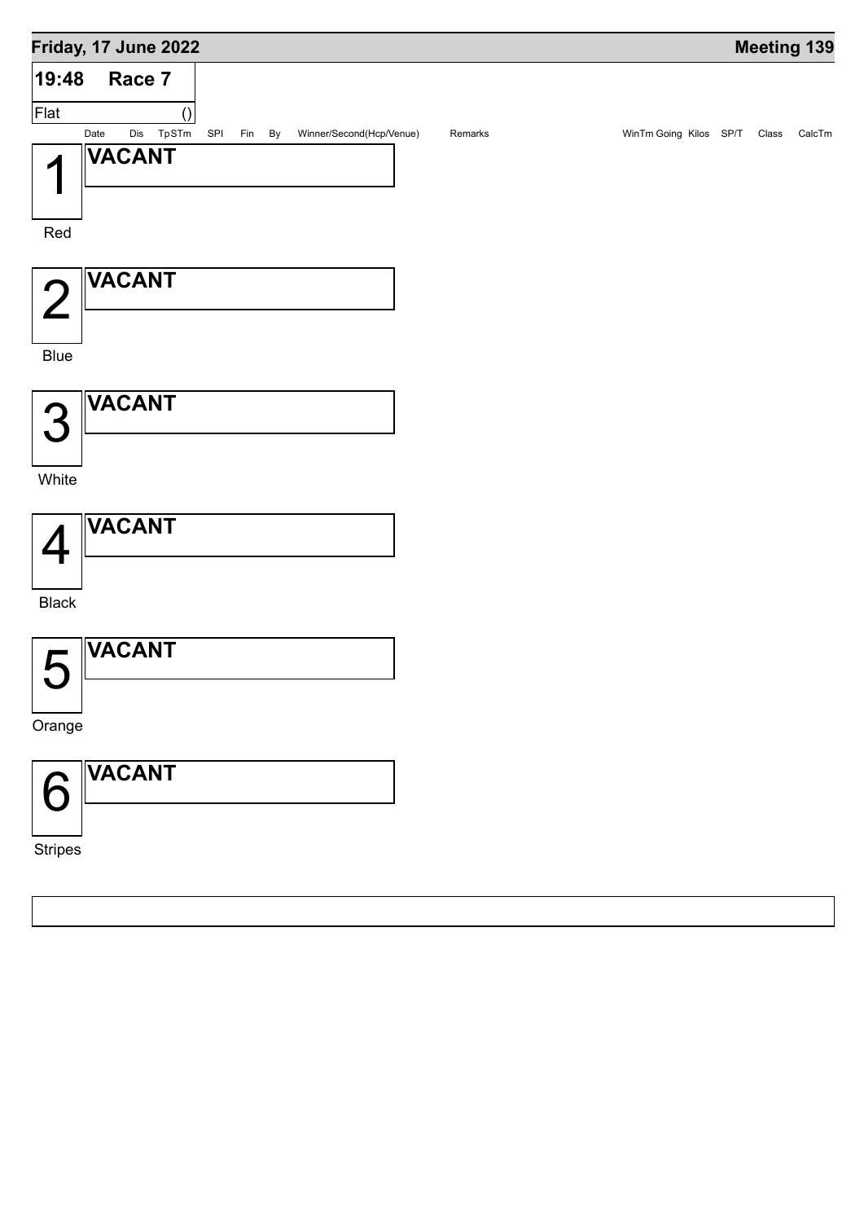## Friday, 17 June 2022 — Meeting 139

### 19:48 Race 7

Flat ()

| | Date | Dis | TpSTm | SPI | Fin | By | Winner/Second(Hcp/Venue) | Remarks | WinTm | Going | Kilos | SP/T | Class | CalcTm |
|---|---|---|---|---|---|---|---|---|---|---|---|---|---|---|
| 1 Red | **VACANT** | | | | | | | | | | | | | |
| 2 Blue | **VACANT** | | | | | | | | | | | | | |
| 3 White | **VACANT** | | | | | | | | | | | | | |
| 4 Black | **VACANT** | | | | | | | | | | | | | |
| 5 Orange | **VACANT** | | | | | | | | | | | | | |
| 6 Stripes | **VACANT** | | | | | | | | | | | | | |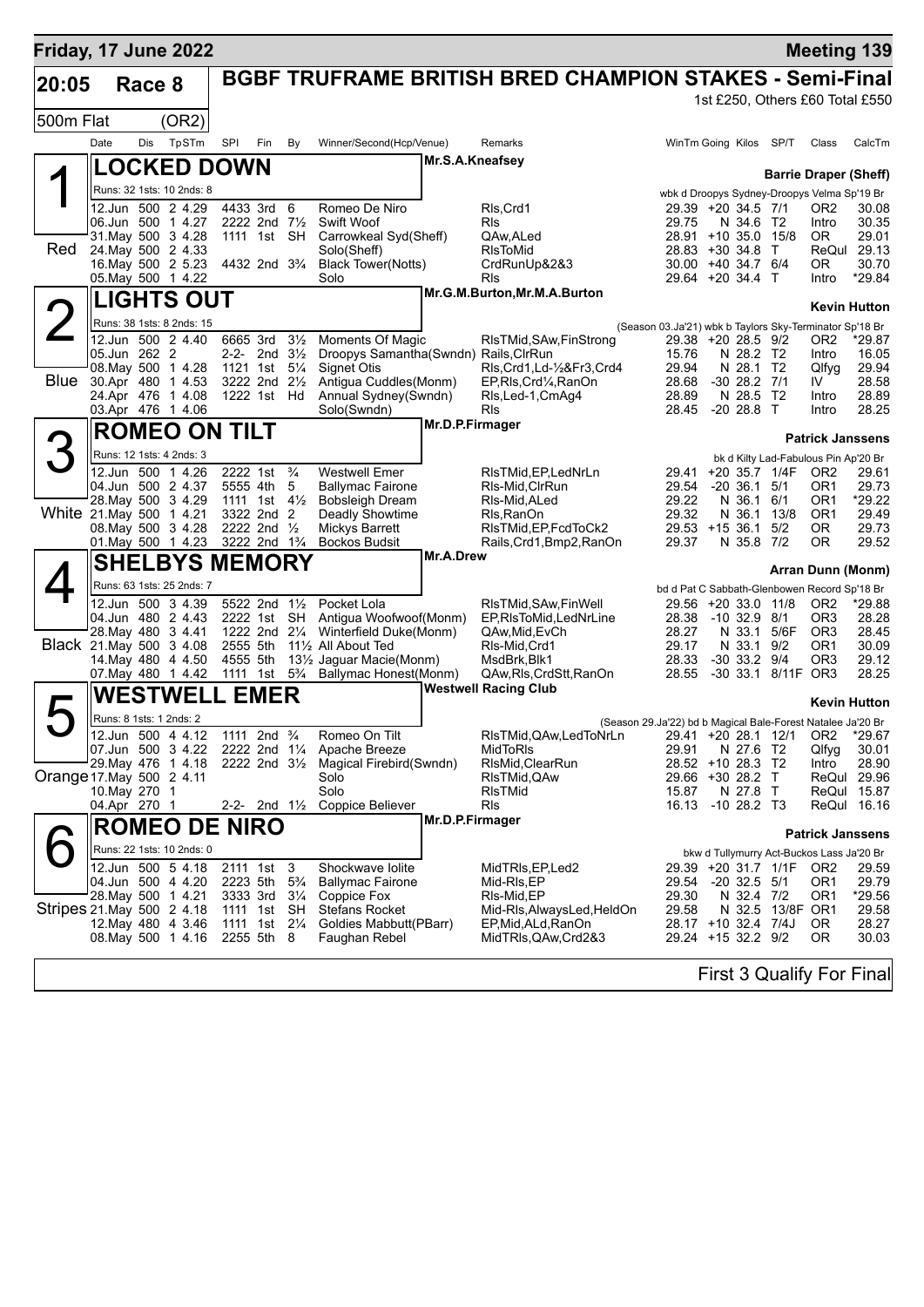**Friday, 17 June 2022** — **Meeting 139**

## 20:05 Race 8 — BGBF TRUFRAME BRITISH BRED CHAMPION STAKES - Semi-Final

500m Flat (OR2) — 1st £250, Others £60 Total £550

| Date | Dis | TpSTm | SPI | Fin | By | Winner/Second(Hcp/Venue) | Remarks | WinTm | Going | Kilos | SP/T | Class | CalcTm |
|---|---|---|---|---|---|---|---|---|---|---|---|---|---|

### 1 (Red) LOCKED DOWN — Mr.S.A.Kneafsey — Barrie Draper (Sheff)

Runs: 32 1sts: 10 2nds: 8 — wbk d Droopys Sydney-Droopys Velma Sp'19 Br

| Date | Dis | TpSTm | SPI | Fin | By | Winner/Second(Hcp/Venue) | Remarks | WinTm | Going | Kilos | SP/T | Class | CalcTm |
|---|---|---|---|---|---|---|---|---|---|---|---|---|---|
| 12.Jun | 500 | 2 4.29 | 4433 | 3rd | 6 | Romeo De Niro | Rls,Crd1 | 29.39 | +20 | 34.5 | 7/1 | OR2 | 30.08 |
| 06.Jun | 500 | 1 4.27 | 2222 | 2nd | 7½ | Swift Woof | Rls | 29.75 | N | 34.6 | T2 | Intro | 30.35 |
| 31.May | 500 | 3 4.28 | 1111 | 1st | SH | Carrowkeal Syd(Sheff) | QAw,ALed | 28.91 | +10 | 35.0 | 15/8 | OR | 29.01 |
| 24.May | 500 | 2 4.33 | | | | Solo(Sheff) | RlsToMid | 28.83 | +30 | 34.8 | T | ReQul | 29.13 |
| 16.May | 500 | 2 5.23 | 4432 | 2nd | 3¾ | Black Tower(Notts) | CrdRunUp&2&3 | 30.00 | +40 | 34.7 | 6/4 | OR | 30.70 |
| 05.May | 500 | 1 4.22 | | | | Solo | Rls | 29.64 | +20 | 34.4 | T | Intro | *29.84 |

### 2 (Blue) LIGHTS OUT — Mr.G.M.Burton,Mr.M.A.Burton — Kevin Hutton

Runs: 38 1sts: 8 2nds: 15 — (Season 03.Ja'21) wbk b Taylors Sky-Terminator Sp'18 Br

| Date | Dis | TpSTm | SPI | Fin | By | Winner/Second(Hcp/Venue) | Remarks | WinTm | Going | Kilos | SP/T | Class | CalcTm |
|---|---|---|---|---|---|---|---|---|---|---|---|---|---|
| 12.Jun | 500 | 2 4.40 | 6665 | 3rd | 3½ | Moments Of Magic | RlsTMid,SAw,FinStrong | 29.38 | +20 | 28.5 | 9/2 | OR2 | *29.87 |
| 05.Jun | 262 | 2 | 2-2- | 2nd | 3½ | Droopys Samantha(Swndn) | Rails,ClrRun | 15.76 | N | 28.2 | T2 | Intro | 16.05 |
| 08.May | 500 | 1 4.28 | 1121 | 1st | 5¼ | Signet Otis | Rls,Crd1,Ld-½&Fr3,Crd4 | 29.94 | N | 28.1 | T2 | Qlfyg | 29.94 |
| 30.Apr | 480 | 1 4.53 | 3222 | 2nd | 2½ | Antigua Cuddles(Monm) | EP,Rls,Crd¼,RanOn | 28.68 | -30 | 28.2 | 7/1 | IV | 28.58 |
| 24.Apr | 476 | 1 4.08 | 1222 | 1st | Hd | Annual Sydney(Swndn) | Rls,Led-1,CmAg4 | 28.89 | N | 28.5 | T2 | Intro | 28.89 |
| 03.Apr | 476 | 1 4.06 | | | | Solo(Swndn) | Rls | 28.45 | -20 | 28.8 | T | Intro | 28.25 |

### 3 (White) ROMEO ON TILT — Mr.D.P.Firmager — Patrick Janssens

Runs: 12 1sts: 4 2nds: 3 — bk d Kilty Lad-Fabulous Pin Ap'20 Br

| Date | Dis | TpSTm | SPI | Fin | By | Winner/Second(Hcp/Venue) | Remarks | WinTm | Going | Kilos | SP/T | Class | CalcTm |
|---|---|---|---|---|---|---|---|---|---|---|---|---|---|
| 12.Jun | 500 | 1 4.26 | 2222 | 1st | ¾ | Westwell Emer | RlsTMid,EP,LedNrLn | 29.41 | +20 | 35.7 | 1/4F | OR2 | 29.61 |
| 04.Jun | 500 | 2 4.37 | 5555 | 4th | 5 | Ballymac Fairone | Rls-Mid,ClrRun | 29.54 | -20 | 36.1 | 5/1 | OR1 | 29.73 |
| 28.May | 500 | 3 4.29 | 1111 | 1st | 4½ | Bobsleigh Dream | Rls-Mid,ALed | 29.22 | N | 36.1 | 6/1 | OR1 | *29.22 |
| 21.May | 500 | 1 4.21 | 3322 | 2nd | 2 | Deadly Showtime | Rls,RanOn | 29.32 | N | 36.1 | 13/8 | OR1 | 29.49 |
| 08.May | 500 | 3 4.28 | 2222 | 2nd | ½ | Mickys Barrett | RlsTMid,EP,FcdToCk2 | 29.53 | +15 | 36.1 | 5/2 | OR | 29.73 |
| 01.May | 500 | 1 4.23 | 3222 | 2nd | 1¾ | Bockos Budsit | Rails,Crd1,Bmp2,RanOn | 29.37 | N | 35.8 | 7/2 | OR | 29.52 |

### 4 (Black) SHELBYS MEMORY — Mr.A.Drew — Arran Dunn (Monm)

Runs: 63 1sts: 25 2nds: 7 — bd d Pat C Sabbath-Glenbowen Record Sp'18 Br

| Date | Dis | TpSTm | SPI | Fin | By | Winner/Second(Hcp/Venue) | Remarks | WinTm | Going | Kilos | SP/T | Class | CalcTm |
|---|---|---|---|---|---|---|---|---|---|---|---|---|---|
| 12.Jun | 500 | 3 4.39 | 5522 | 2nd | 1½ | Pocket Lola | RlsTMid,SAw,FinWell | 29.56 | +20 | 33.0 | 11/8 | OR2 | *29.88 |
| 04.Jun | 480 | 2 4.43 | 2222 | 1st | SH | Antigua Woofwoof(Monm) | EP,RlsToMid,LedNrLine | 28.38 | -10 | 32.9 | 8/1 | OR3 | 28.28 |
| 28.May | 480 | 3 4.41 | 1222 | 2nd | 2¼ | Winterfield Duke(Monm) | QAw,Mid,EvCh | 28.27 | N | 33.1 | 5/6F | OR3 | 28.45 |
| 21.May | 500 | 3 4.08 | 2555 | 5th | 11½ | All About Ted | Rls-Mid,Crd1 | 29.17 | N | 33.1 | 9/2 | OR1 | 30.09 |
| 14.May | 480 | 4 4.50 | 4555 | 5th | 13½ | Jaguar Macie(Monm) | MsdBrk,Blk1 | 28.33 | -30 | 33.2 | 9/4 | OR3 | 29.12 |
| 07.May | 480 | 1 4.42 | 1111 | 1st | 5¾ | Ballymac Honest(Monm) | QAw,Rls,CrdStt,RanOn | 28.55 | -30 | 33.1 | 8/11F | OR3 | 28.25 |

### 5 (Orange) WESTWELL EMER — Westwell Racing Club — Kevin Hutton

Runs: 8 1sts: 1 2nds: 2 — (Season 29.Ja'22) bd b Magical Bale-Forest Natalee Ja'20 Br

| Date | Dis | TpSTm | SPI | Fin | By | Winner/Second(Hcp/Venue) | Remarks | WinTm | Going | Kilos | SP/T | Class | CalcTm |
|---|---|---|---|---|---|---|---|---|---|---|---|---|---|
| 12.Jun | 500 | 4 4.12 | 1111 | 2nd | ¾ | Romeo On Tilt | RlsTMid,QAw,LedToNrLn | 29.41 | +20 | 28.1 | 12/1 | OR2 | *29.67 |
| 07.Jun | 500 | 3 4.22 | 2222 | 2nd | 1¼ | Apache Breeze | MidToRls | 29.91 | N | 27.6 | T2 | Qlfyg | 30.01 |
| 29.May | 476 | 1 4.18 | 2222 | 2nd | 3½ | Magical Firebird(Swndn) | RlsMid,ClearRun | 28.52 | +10 | 28.3 | T2 | Intro | 28.90 |
| 17.May | 500 | 2 4.11 | | | | Solo | RlsTMid,QAw | 29.66 | +30 | 28.2 | T | ReQul | 29.96 |
| 10.May | 270 | 1 | | | | Solo | RlsTMid | 15.87 | N | 27.8 | T | ReQul | 15.87 |
| 04.Apr | 270 | 1 | 2-2- | 2nd | 1½ | Coppice Believer | Rls | 16.13 | -10 | 28.2 | T3 | ReQul | 16.16 |

### 6 (Stripes) ROMEO DE NIRO — Mr.D.P.Firmager — Patrick Janssens

Runs: 22 1sts: 10 2nds: 0 — bkw d Tullymurry Act-Buckos Lass Ja'20 Br

| Date | Dis | TpSTm | SPI | Fin | By | Winner/Second(Hcp/Venue) | Remarks | WinTm | Going | Kilos | SP/T | Class | CalcTm |
|---|---|---|---|---|---|---|---|---|---|---|---|---|---|
| 12.Jun | 500 | 5 4.18 | 2111 | 1st | 3 | Shockwave Iolite | MidTRls,EP,Led2 | 29.39 | +20 | 31.7 | 1/1F | OR2 | 29.59 |
| 04.Jun | 500 | 4 4.20 | 2223 | 5th | 5¾ | Ballymac Fairone | Mid-Rls,EP | 29.54 | -20 | 32.5 | 5/1 | OR1 | 29.79 |
| 28.May | 500 | 1 4.21 | 3333 | 3rd | 3¼ | Coppice Fox | Rls-Mid,EP | 29.30 | N | 32.4 | 7/2 | OR1 | *29.56 |
| 21.May | 500 | 2 4.18 | 1111 | 1st | SH | Stefans Rocket | Mid-Rls,AlwaysLed,HeldOn | 29.58 | N | 32.5 | 13/8F | OR1 | 29.58 |
| 12.May | 480 | 4 3.46 | 1111 | 1st | 2¼ | Goldies Mabbutt(PBarr) | EP,Mid,ALd,RanOn | 28.17 | +10 | 32.4 | 7/4J | OR | 28.27 |
| 08.May | 500 | 1 4.16 | 2255 | 5th | 8 | Faughan Rebel | MidTRls,QAw,Crd2&3 | 29.24 | +15 | 32.2 | 9/2 | OR | 30.03 |

**First 3 Qualify For Final**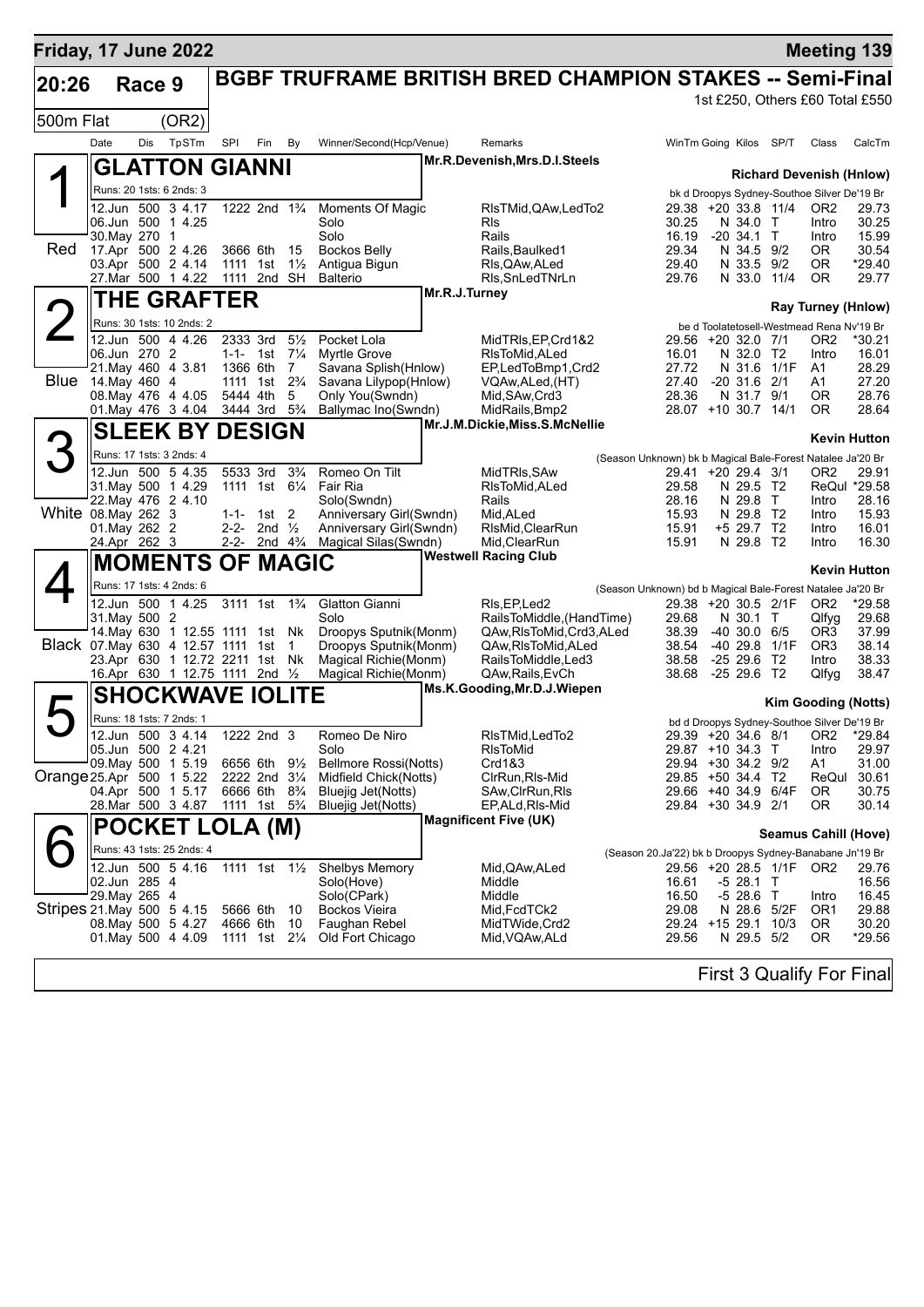**Friday, 17 June 2022** — **Meeting 139**

## 20:26 Race 9 — BGBF TRUFRAME BRITISH BRED CHAMPION STAKES -- Semi-Final

1st £250, Others £60 Total £550

500m Flat (OR2)

| Date | Dis | TpSTm | SPl | Fin | By | Winner/Second(Hcp/Venue) | Remarks | WinTm | Going | Kilos | SP/T | Class | CalcTm |
|---|---|---|---|---|---|---|---|---|---|---|---|---|---|

### 1 (Red) GLATTON GIANNI
Mr.R.Devenish,Mrs.D.I.Steels — Richard Devenish (Hnlow)
Runs: 20 1sts: 6 2nds: 3 — bk d Droopys Sydney-Southoe Silver De'19 Br

| Date | Dis | TpSTm | SPl | Fin | By | Winner/Second(Hcp/Venue) | Remarks | WinTm | Going | Kilos | SP/T | Class | CalcTm |
|---|---|---|---|---|---|---|---|---|---|---|---|---|---|
| 12.Jun | 500 | 3 4.17 | 1222 | 2nd | 1¾ | Moments Of Magic | RlsTMid,QAw,LedTo2 | 29.38 | +20 | 33.8 | 11/4 | OR2 | 29.73 |
| 06.Jun | 500 | 1 4.25 | | | | Solo | Rls | 30.25 | N | 34.0 | T | Intro | 30.25 |
| 30.May | 270 | 1 | | | | Solo | Rails | 16.19 | -20 | 34.1 | T | Intro | 15.99 |
| 17.Apr | 500 | 2 4.26 | 3666 | 6th | 15 | Bockos Belly | Rails,Baulked1 | 29.34 | N | 34.5 | 9/2 | OR | 30.54 |
| 03.Apr | 500 | 2 4.14 | 1111 | 1st | 1½ | Antigua Bigun | Rls,QAw,ALed | 29.40 | N | 33.5 | 9/2 | OR | *29.40 |
| 27.Mar | 500 | 1 4.22 | 1111 | 2nd | SH | Balterio | Rls,SnLedTNrLn | 29.76 | N | 33.0 | 11/4 | OR | 29.77 |

### 2 (Blue) THE GRAFTER
Mr.R.J.Turney — Ray Turney (Hnlow)
Runs: 30 1sts: 10 2nds: 2 — be d Toolatetosell-Westmead Rena Nv'19 Br

| Date | Dis | TpSTm | SPl | Fin | By | Winner/Second(Hcp/Venue) | Remarks | WinTm | Going | Kilos | SP/T | Class | CalcTm |
|---|---|---|---|---|---|---|---|---|---|---|---|---|---|
| 12.Jun | 500 | 4 4.26 | 2333 | 3rd | 5½ | Pocket Lola | MidTRls,EP,Crd1&2 | 29.56 | +20 | 32.0 | 7/1 | OR2 | *30.21 |
| 06.Jun | 270 | 2 | 1-1- | 1st | 7¼ | Myrtle Grove | RlsToMid,ALed | 16.01 | N | 32.0 | T2 | Intro | 16.01 |
| 21.May | 460 | 4 3.81 | 1366 | 6th | 7 | Savana Splish(Hnlow) | EP,LedToBmp1,Crd2 | 27.72 | N | 31.6 | 1/1F | A1 | 28.29 |
| 14.May | 460 | 4 | 1111 | 1st | 2¾ | Savana Lilypop(Hnlow) | VQAw,ALed,(HT) | 27.40 | -20 | 31.6 | 2/1 | A1 | 27.20 |
| 08.May | 476 | 4 4.05 | 5444 | 4th | 5 | Only You(Swndn) | Mid,SAw,Crd3 | 28.36 | N | 31.7 | 9/1 | OR | 28.76 |
| 01.May | 476 | 3 4.04 | 3444 | 3rd | 5¾ | Ballymac Ino(Swndn) | MidRails,Bmp2 | 28.07 | +10 | 30.7 | 14/1 | OR | 28.64 |

### 3 (White) SLEEK BY DESIGN
Mr.J.M.Dickie,Miss.S.McNellie — Kevin Hutton
Runs: 17 1sts: 3 2nds: 4 — (Season Unknown) bk b Magical Bale-Forest Natalee Ja'20 Br

| Date | Dis | TpSTm | SPl | Fin | By | Winner/Second(Hcp/Venue) | Remarks | WinTm | Going | Kilos | SP/T | Class | CalcTm |
|---|---|---|---|---|---|---|---|---|---|---|---|---|---|
| 12.Jun | 500 | 5 4.35 | 5533 | 3rd | 3¾ | Romeo On Tilt | MidTRls,SAw | 29.41 | +20 | 29.4 | 3/1 | OR2 | 29.91 |
| 31.May | 500 | 1 4.29 | 1111 | 1st | 6¼ | Fair Ria | RlsToMid,ALed | 29.58 | N | 29.5 | T2 | ReQul | *29.58 |
| 22.May | 476 | 2 4.10 | | | | Solo(Swndn) | Rails | 28.16 | N | 29.8 | T | Intro | 28.16 |
| 08.May | 262 | 3 | 1-1- | 1st | 2 | Anniversary Girl(Swndn) | Mid,ALed | 15.93 | N | 29.8 | T2 | Intro | 15.93 |
| 01.May | 262 | 2 | 2-2- | 2nd | ½ | Anniversary Girl(Swndn) | RlsMid,ClearRun | 15.91 | +5 | 29.7 | T2 | Intro | 16.01 |
| 24.Apr | 262 | 3 | 2-2- | 2nd | 4¾ | Magical Silas(Swndn) | Mid,ClearRun | 15.91 | N | 29.8 | T2 | Intro | 16.30 |

### 4 (Black) MOMENTS OF MAGIC
Westwell Racing Club — Kevin Hutton
Runs: 17 1sts: 4 2nds: 6 — (Season Unknown) bd b Magical Bale-Forest Natalee Ja'20 Br

| Date | Dis | TpSTm | SPl | Fin | By | Winner/Second(Hcp/Venue) | Remarks | WinTm | Going | Kilos | SP/T | Class | CalcTm |
|---|---|---|---|---|---|---|---|---|---|---|---|---|---|
| 12.Jun | 500 | 1 4.25 | 3111 | 1st | 1¾ | Glatton Gianni | Rls,EP,Led2 | 29.38 | +20 | 30.5 | 2/1F | OR2 | *29.58 |
| 31.May | 500 | 2 | | | | Solo | RailsToMiddle,(HandTime) | 29.68 | N | 30.1 | T | Qlfyg | 29.68 |
| 14.May | 630 | 1 12.55 | 1111 | 1st | Nk | Droopys Sputnik(Monm) | QAw,RlsToMid,Crd3,ALed | 38.39 | -40 | 30.0 | 6/5 | OR3 | 37.99 |
| 07.May | 630 | 4 12.57 | 1111 | 1st | 1 | Droopys Sputnik(Monm) | QAw,RlsToMid,ALed | 38.54 | -40 | 29.8 | 1/1F | OR3 | 38.14 |
| 23.Apr | 630 | 1 12.72 | 2211 | 1st | Nk | Magical Richie(Monm) | RailsToMiddle,Led3 | 38.58 | -25 | 29.6 | T2 | Intro | 38.33 |
| 16.Apr | 630 | 1 12.75 | 1111 | 2nd | ½ | Magical Richie(Monm) | QAw,Rails,EvCh | 38.68 | -25 | 29.6 | T2 | Qlfyg | 38.47 |

### 5 (Orange) SHOCKWAVE IOLITE
Ms.K.Gooding,Mr.D.J.Wiepen — Kim Gooding (Notts)
Runs: 18 1sts: 7 2nds: 1 — bd d Droopys Sydney-Southoe Silver De'19 Br

| Date | Dis | TpSTm | SPl | Fin | By | Winner/Second(Hcp/Venue) | Remarks | WinTm | Going | Kilos | SP/T | Class | CalcTm |
|---|---|---|---|---|---|---|---|---|---|---|---|---|---|
| 12.Jun | 500 | 3 4.14 | 1222 | 2nd | 3 | Romeo De Niro | RlsTMid,LedTo2 | 29.39 | +20 | 34.6 | 8/1 | OR2 | *29.84 |
| 05.Jun | 500 | 2 4.21 | | | | Solo | RlsToMid | 29.87 | +10 | 34.3 | T | Intro | 29.97 |
| 09.May | 500 | 1 5.19 | 6656 | 6th | 9½ | Bellmore Rossi(Notts) | Crd1&3 | 29.94 | +30 | 34.2 | 9/2 | A1 | 31.00 |
| 25.Apr | 500 | 1 5.22 | 2222 | 2nd | 3¼ | Midfield Chick(Notts) | ClrRun,Rls-Mid | 29.85 | +50 | 34.4 | T2 | ReQul | 30.61 |
| 04.Apr | 500 | 1 5.17 | 6666 | 6th | 8¾ | Bluejig Jet(Notts) | SAw,ClrRun,Rls | 29.66 | +40 | 34.9 | 6/4F | OR | 30.75 |
| 28.Mar | 500 | 3 4.87 | 1111 | 1st | 5¾ | Bluejig Jet(Notts) | EP,ALd,Rls-Mid | 29.84 | +30 | 34.9 | 2/1 | OR | 30.14 |

### 6 (Stripes) POCKET LOLA (M)
Magnificent Five (UK) — Seamus Cahill (Hove)
Runs: 43 1sts: 25 2nds: 4 — (Season 20.Ja'22) bk b Droopys Sydney-Banabane Jn'19 Br

| Date | Dis | TpSTm | SPl | Fin | By | Winner/Second(Hcp/Venue) | Remarks | WinTm | Going | Kilos | SP/T | Class | CalcTm |
|---|---|---|---|---|---|---|---|---|---|---|---|---|---|
| 12.Jun | 500 | 5 4.16 | 1111 | 1st | 1½ | Shelbys Memory | Mid,QAw,ALed | 29.56 | +20 | 28.5 | 1/1F | OR2 | 29.76 |
| 02.Jun | 285 | 4 | | | | Solo(Hove) | Middle | 16.61 | -5 | 28.1 | T | | 16.56 |
| 29.May | 265 | 4 | | | | Solo(CPark) | Middle | 16.50 | -5 | 28.6 | T | Intro | 16.45 |
| 21.May | 500 | 5 4.15 | 5666 | 6th | 10 | Bockos Vieira | Mid,FcdTCk2 | 29.08 | N | 28.6 | 5/2F | OR1 | 29.88 |
| 08.May | 500 | 5 4.27 | 4666 | 6th | 10 | Faughan Rebel | MidTWide,Crd2 | 29.24 | +15 | 29.1 | 10/3 | OR | 30.20 |
| 01.May | 500 | 4 4.09 | 1111 | 1st | 2¼ | Old Fort Chicago | Mid,VQAw,ALd | 29.56 | N | 29.5 | 5/2 | OR | *29.56 |

First 3 Qualify For Final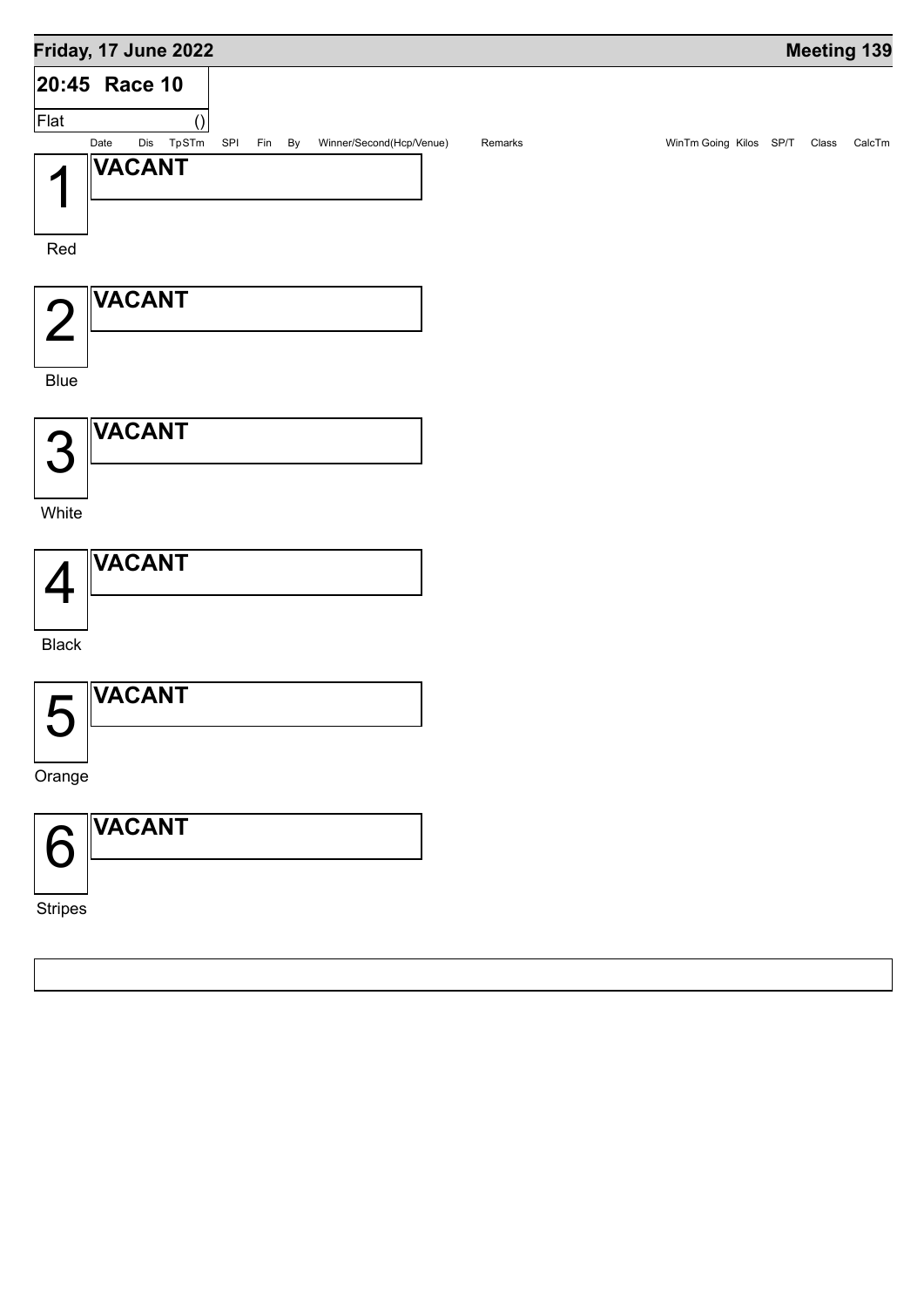**Friday, 17 June 2022** | **Meeting 139**

## 20:45 Race 10

Flat ()

| Date | Dis | TpSTm | SPl | Fin | By | Winner/Second(Hcp/Venue) | Remarks | WinTm | Going | Kilos | SP/T | Class | CalcTm |
|---|---|---|---|---|---|---|---|---|---|---|---|---|---|

**1** Red — **VACANT**

**2** Blue — **VACANT**

**3** White — **VACANT**

**4** Black — **VACANT**

**5** Orange — **VACANT**

**6** Stripes — **VACANT**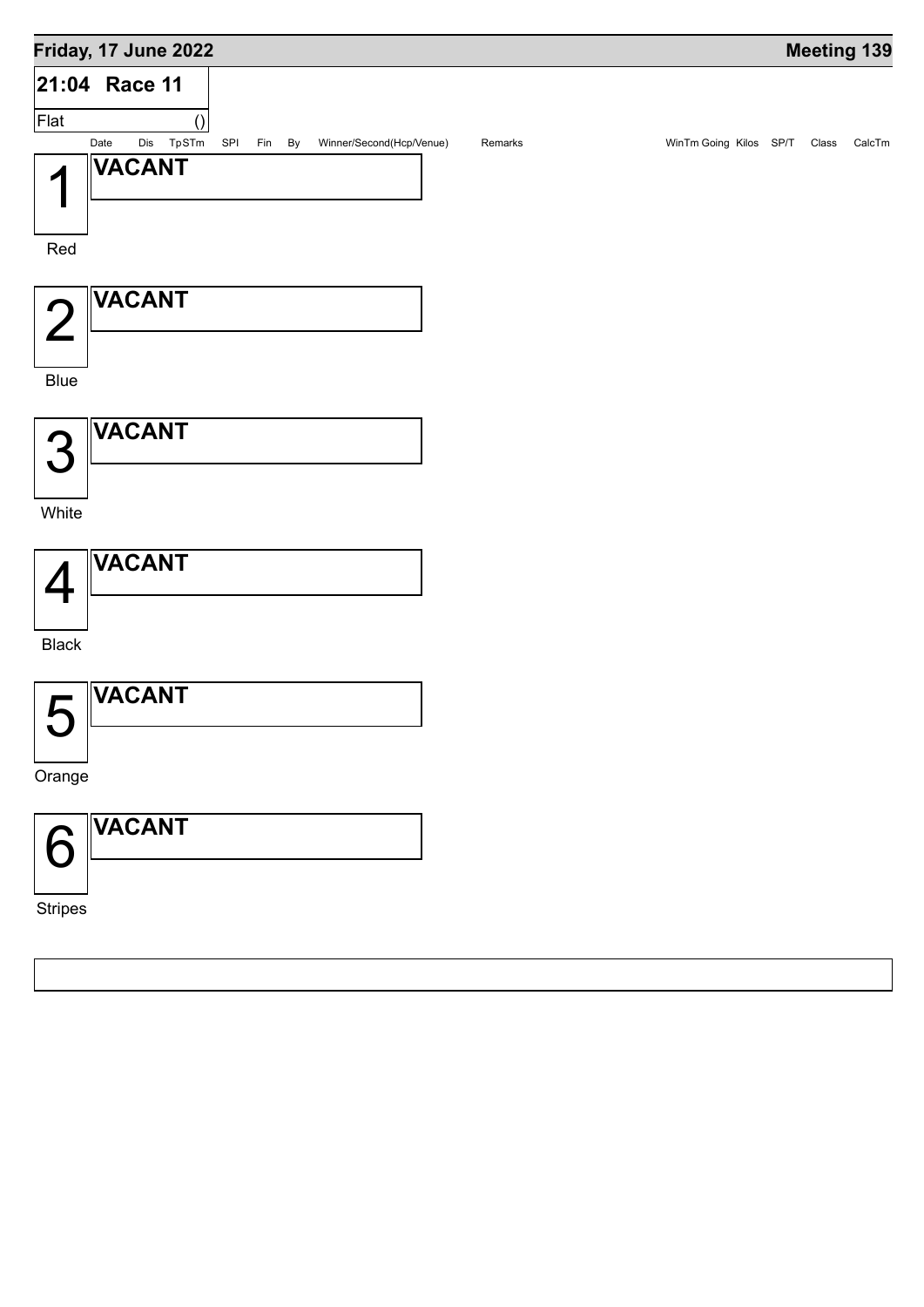## Friday, 17 June 2022

**Meeting 139**

### 21:04 Race 11

Flat ()

| | Date | Dis | TpSTm | SPI | Fin | By | Winner/Second(Hcp/Venue) | Remarks | WinTm | Going | Kilos | SP/T | Class | CalcTm |
|---|---|---|---|---|---|---|---|---|---|---|---|---|---|---|

**1** Red

**VACANT**

**2** Blue

**VACANT**

**3** White

**VACANT**

**4** Black

**VACANT**

**5** Orange

**VACANT**

**6** Stripes

**VACANT**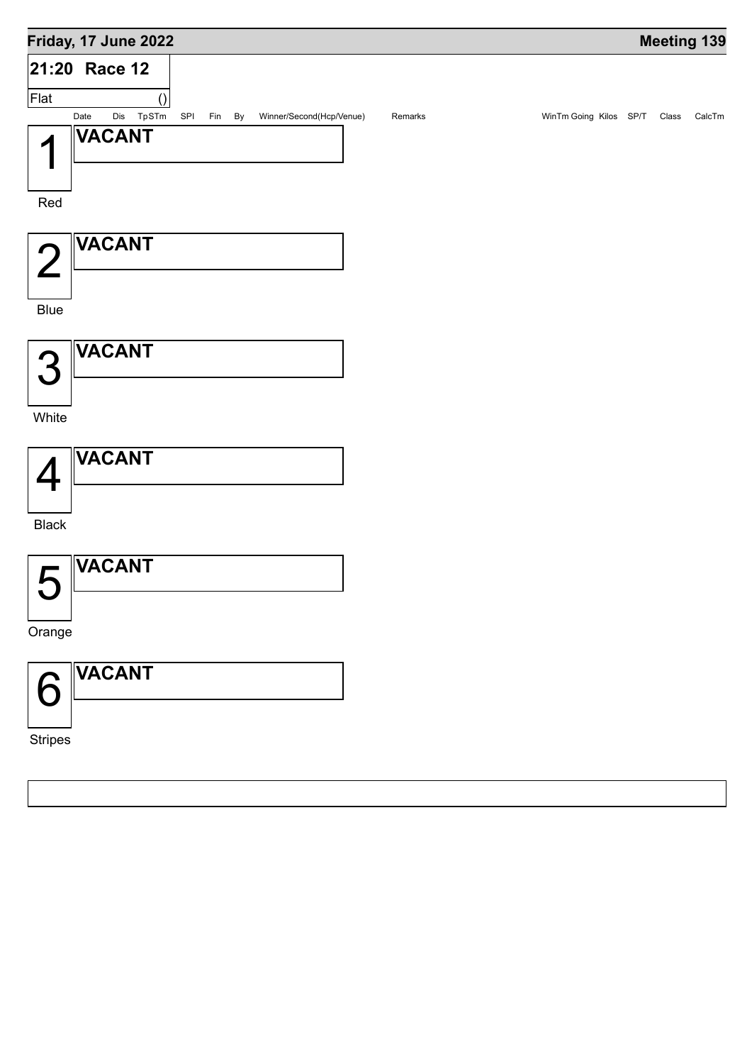**Friday, 17 June 2022** **Meeting 139**

## 21:20 Race 12

Flat ()

Date Dis TpSTm SPI Fin By Winner/Second(Hcp/Venue) Remarks WinTm Going Kilos SP/T Class CalcTm

**1** **VACANT**

Red

**2** **VACANT**

Blue

**3** **VACANT**

White

**4** **VACANT**

Black

**5** **VACANT**

Orange

**6** **VACANT**

Stripes